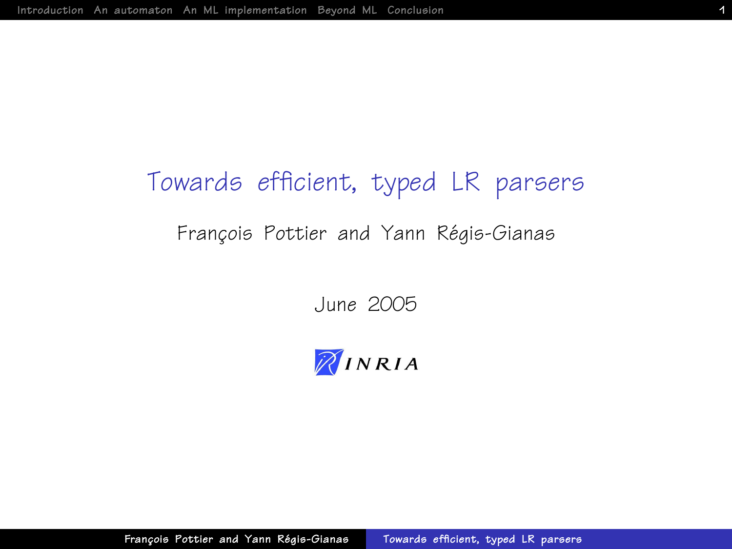# Towards efficient, typed LR parsers

François Pottier and Yann Régis-Gianas

June 2005

INRIA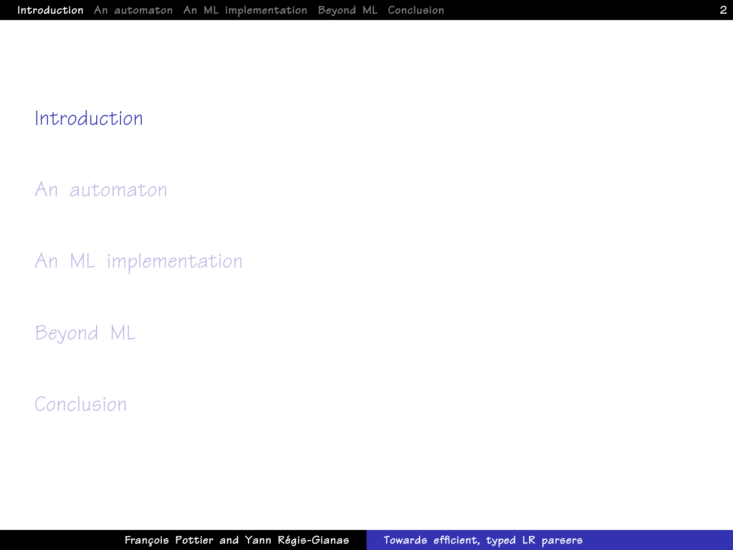Introduction

An automaton

An ML implementation

Beyond ML

Conclusion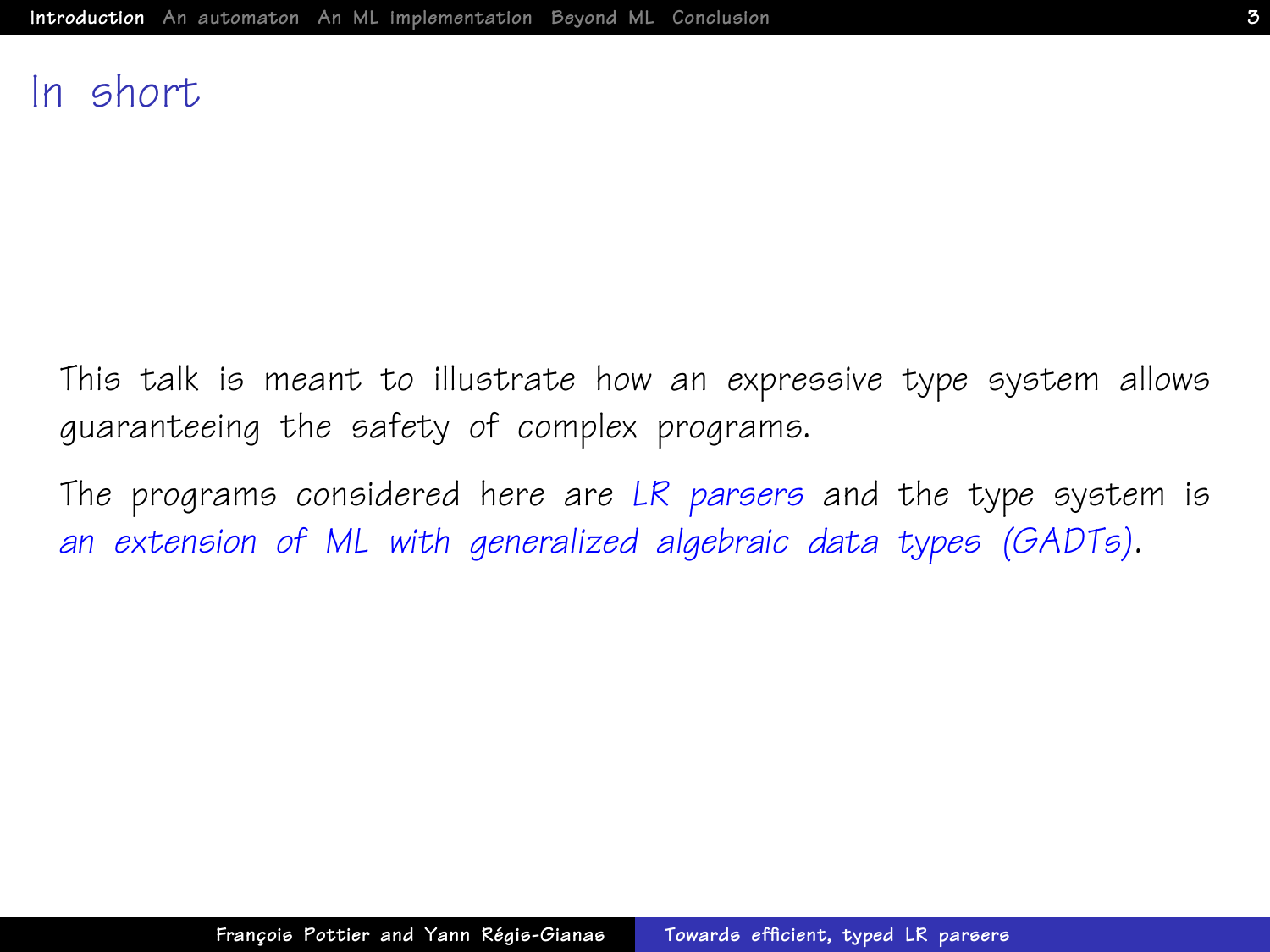# In short

This talk is meant to illustrate how an expressive type system allows guaranteeing the safety of complex programs.

The programs considered here are *LR parsers* and the type system is *an extension of ML with generalized algebraic data types (GADTs)*.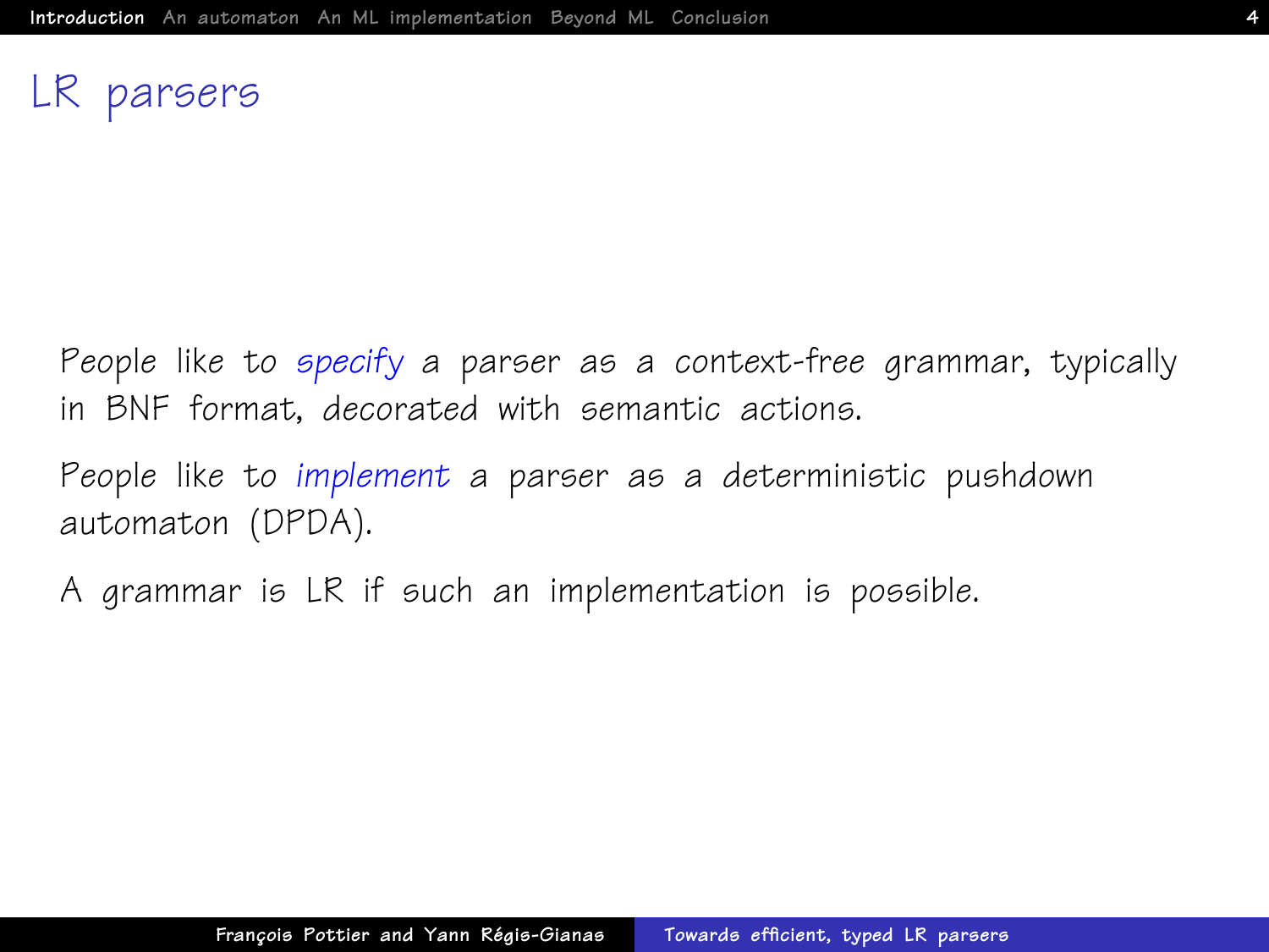# LR parsers

People like to *specify* a parser as a context-free grammar, typically in BNF format, decorated with semantic actions.

People like to *implement* a parser as a deterministic pushdown automaton (DPDA).

A grammar is LR if such an implementation is possible.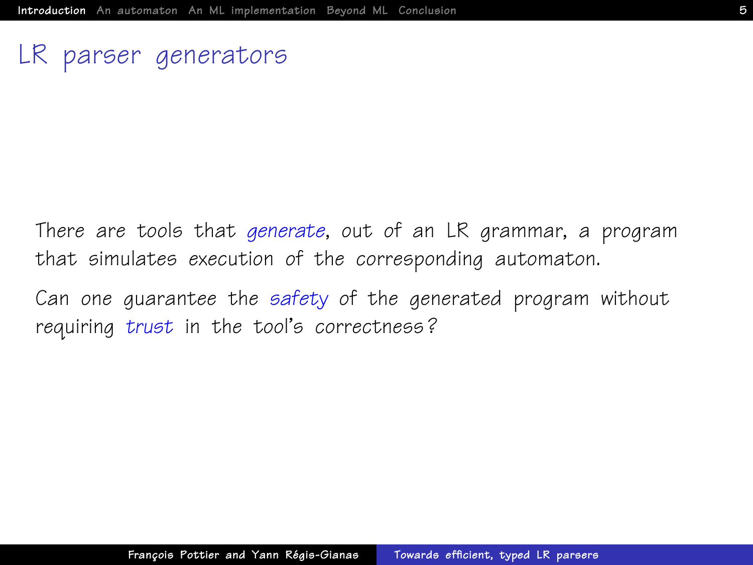# LR parser generators

There are tools that *generate*, out of an LR grammar, a program that simulates execution of the corresponding automaton.

Can one guarantee the *safety* of the generated program without requiring *trust* in the tool's correctness?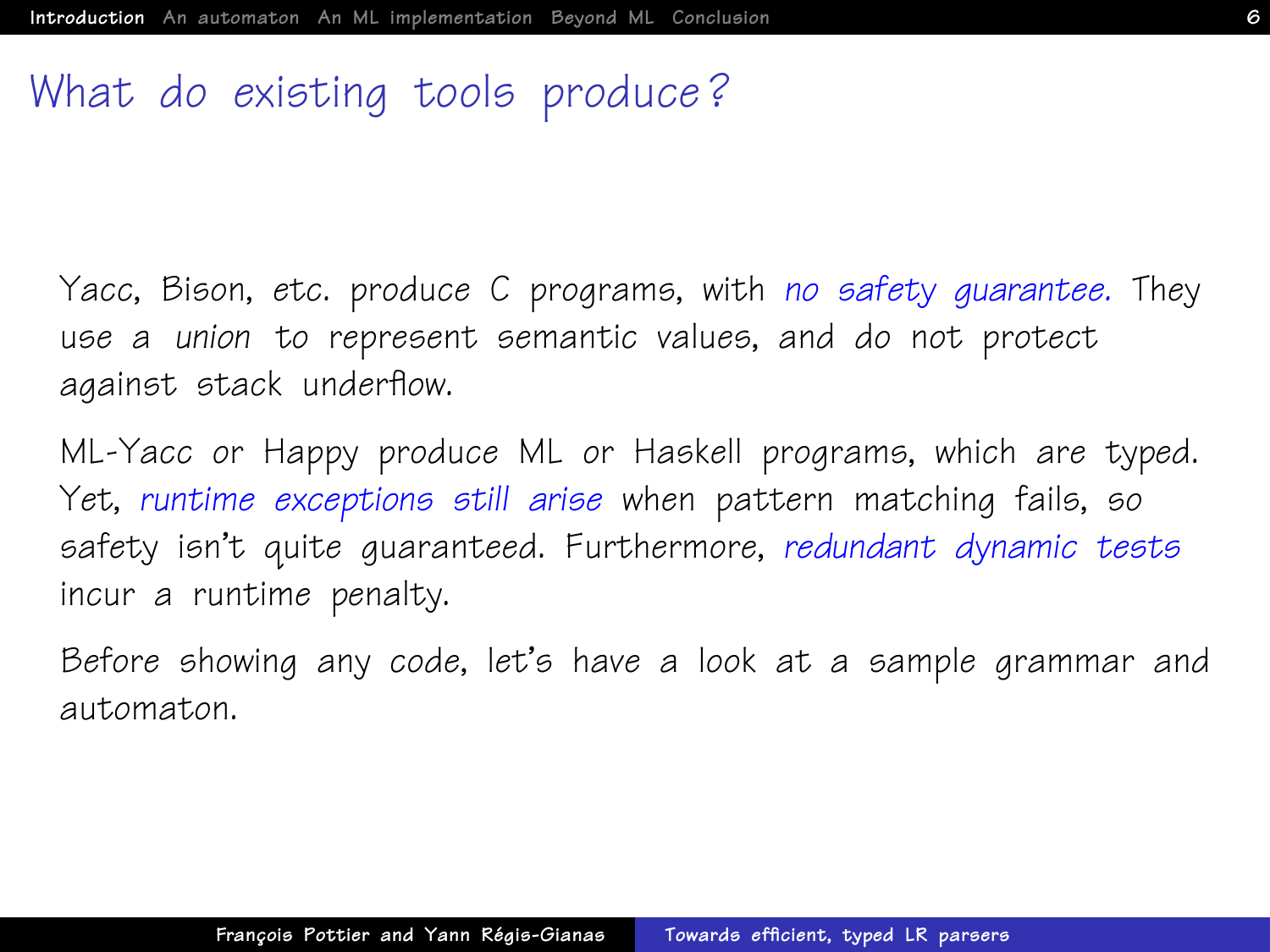# What do existing tools produce?

Yacc, Bison, etc. produce C programs, with *no safety guarantee.* They use a *union* to represent semantic values, and do not protect against stack underflow.

ML-Yacc or Happy produce ML or Haskell programs, which are typed. Yet, *runtime exceptions still arise* when pattern matching fails, so safety isn't quite guaranteed. Furthermore, *redundant dynamic tests* incur a runtime penalty.

Before showing any code, let's have a look at a sample grammar and automaton.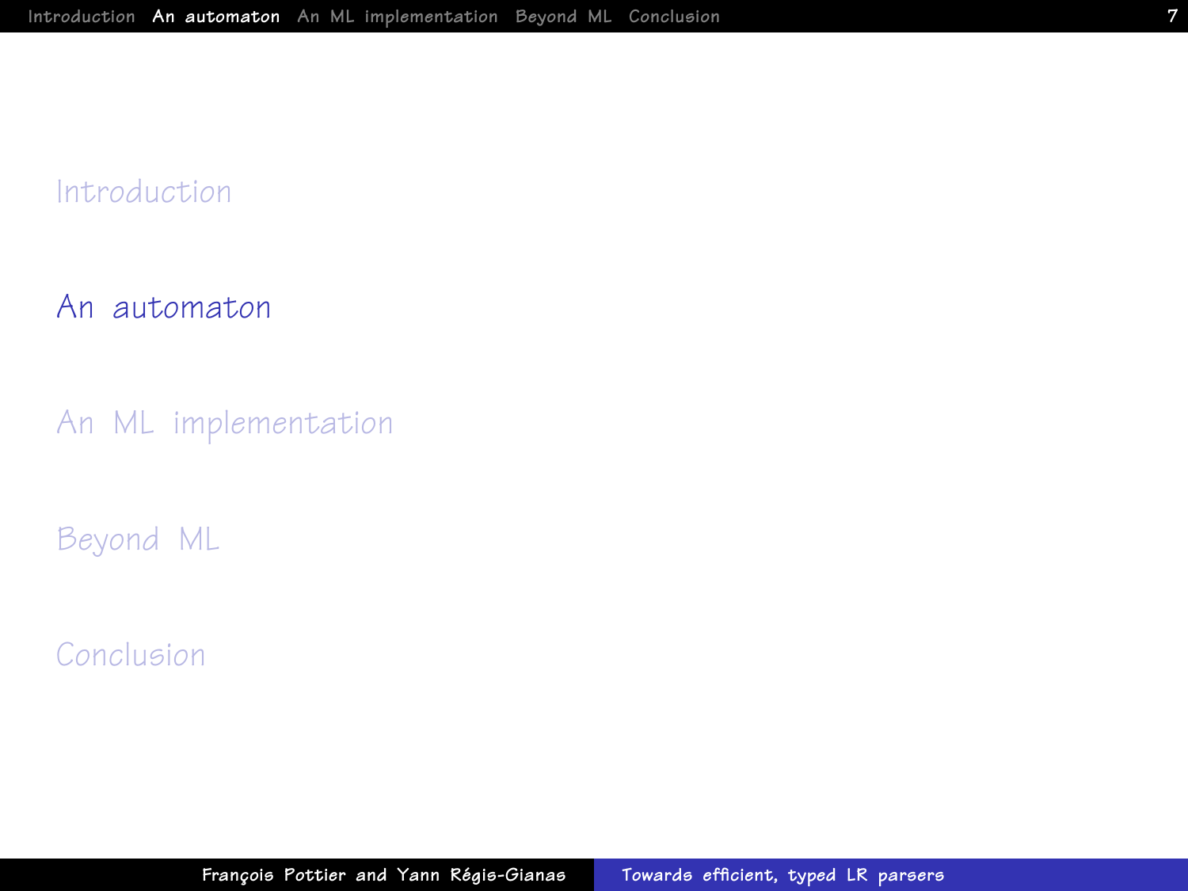Introduction

## An automaton

An ML implementation

Beyond ML

Conclusion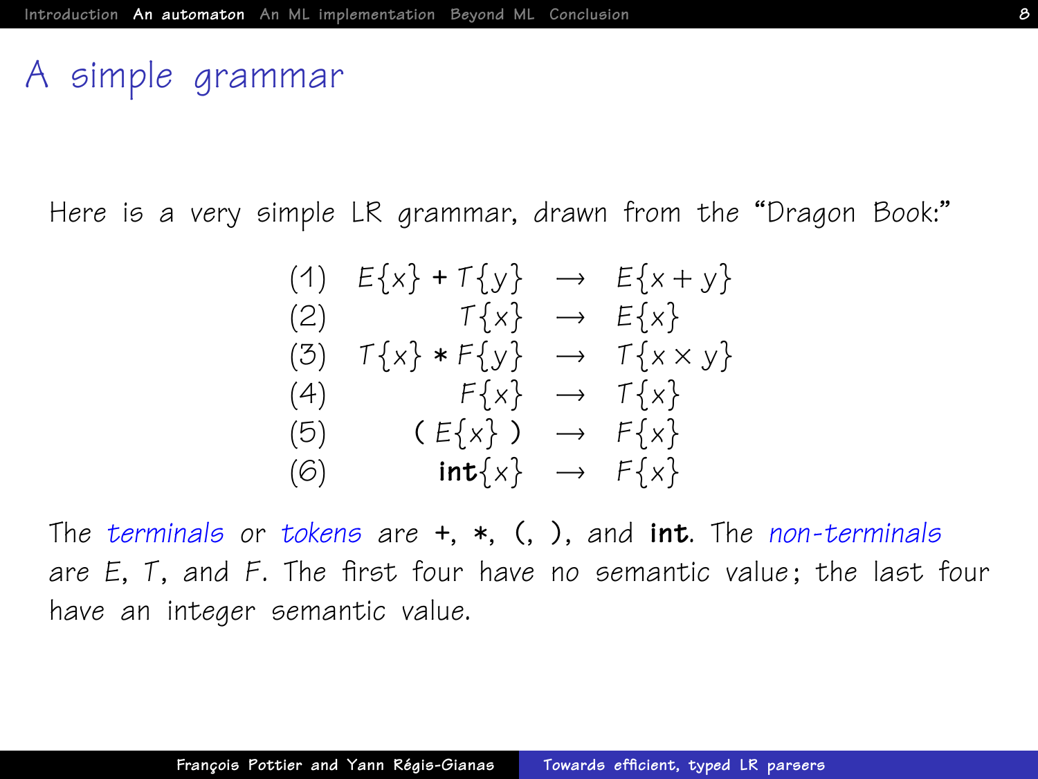# A simple grammar

Here is a very simple LR grammar, drawn from the "Dragon Book:"

$$
\begin{array}{lrcl}
(1) & E\{x\} + T\{y\} & \rightarrow & E\{x+y\} \\
(2) & T\{x\} & \rightarrow & E\{x\} \\
(3) & T\{x\} * F\{y\} & \rightarrow & T\{x \times y\} \\
(4) & F\{x\} & \rightarrow & T\{x\} \\
(5) & (\ E\{x\}\ ) & \rightarrow & F\{x\} \\
(6) & \textbf{int}\{x\} & \rightarrow & F\{x\}
\end{array}
$$

The *terminals* or *tokens* are **+**, **\***, **(**, **)**, and **int**. The *non-terminals* are $E$, $T$, and $F$. The first four have no semantic value; the last four have an integer semantic value.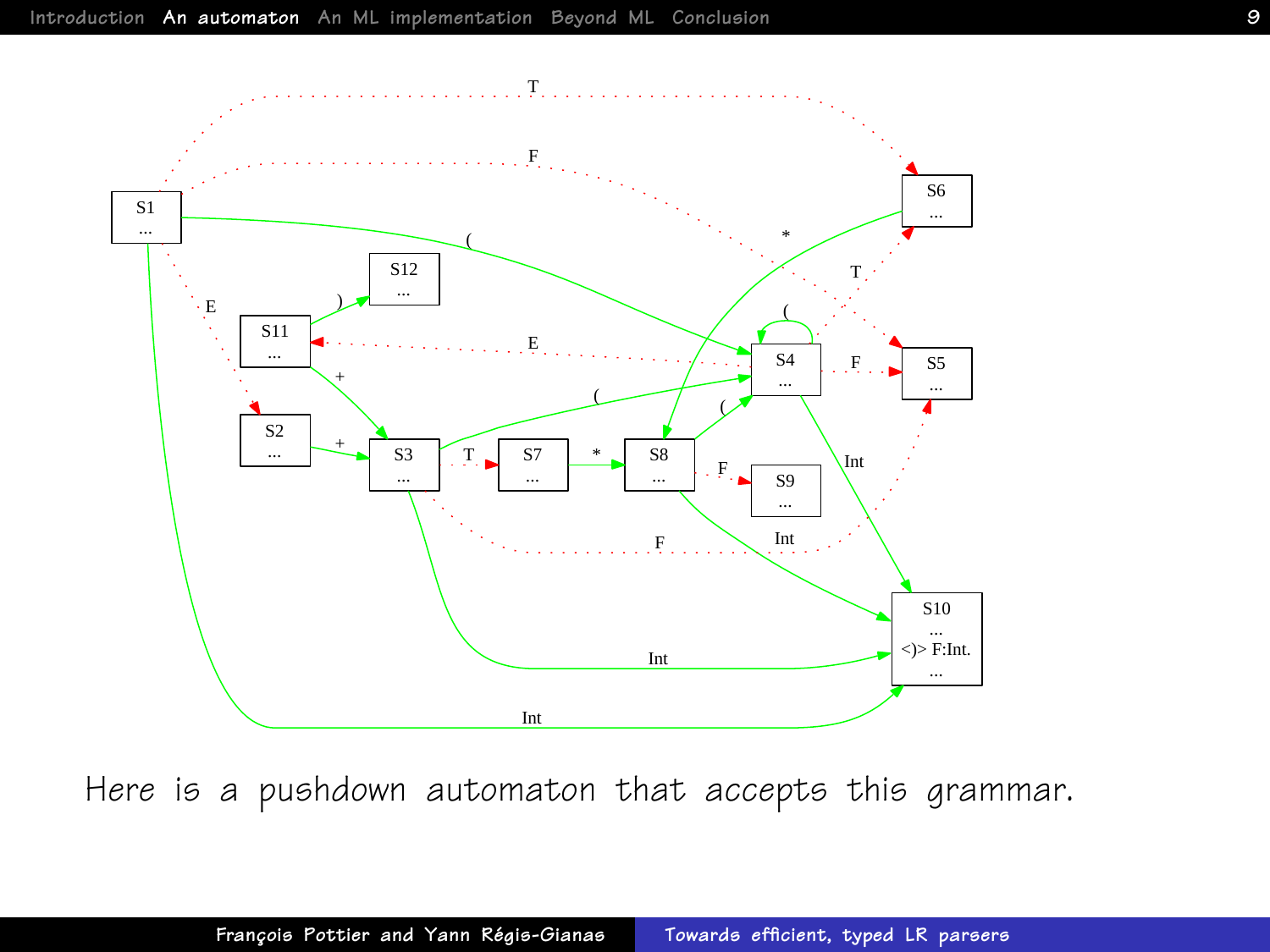Here is a pushdown automaton that accepts this grammar.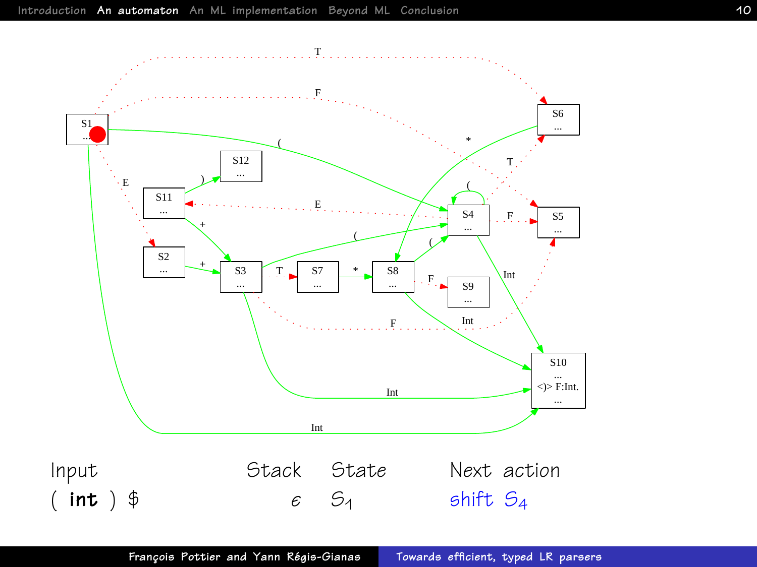| Input | Stack | State | Next action |
|---|---|---|---|
| ( **int** ) $ | $\epsilon$ | $S_1$ | shift $S_4$ |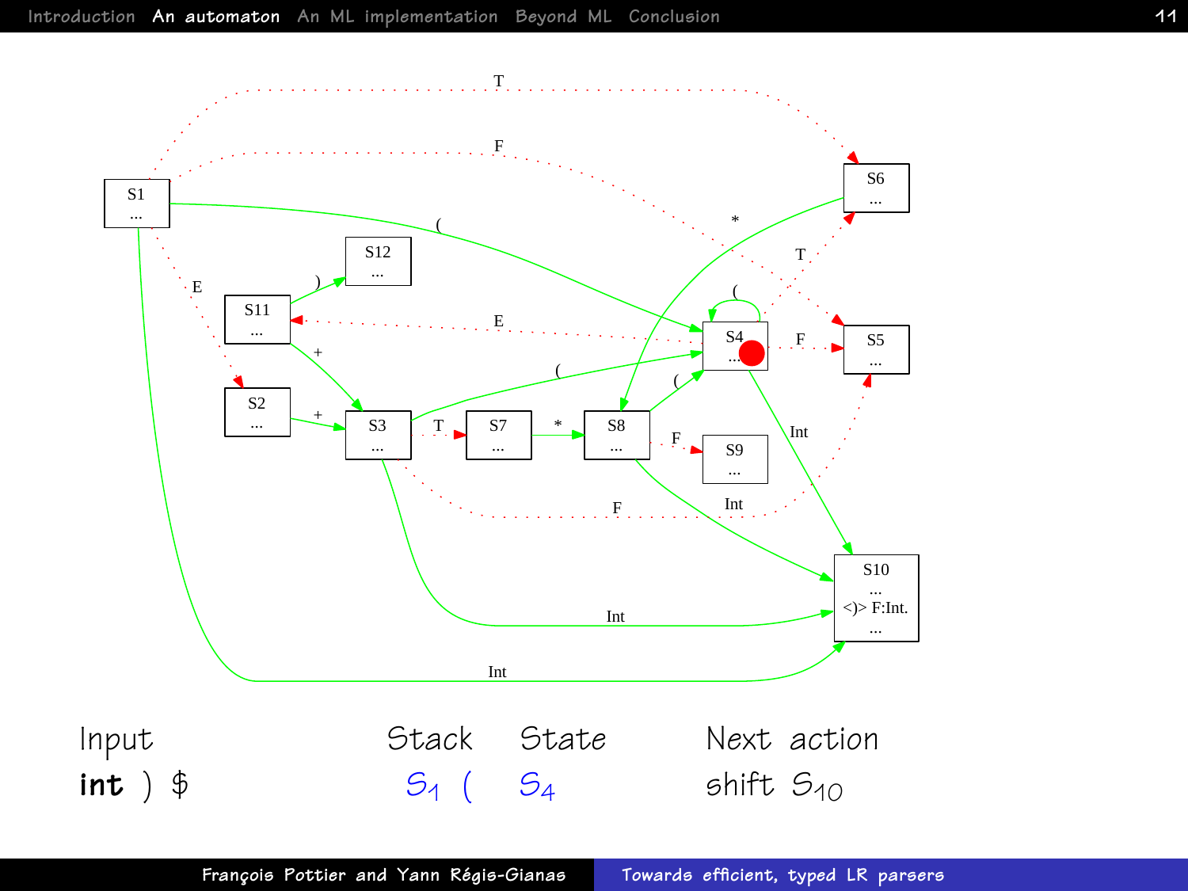| Input | Stack | State | Next action |
| --- | --- | --- | --- |
| **int** ) $ | $S_1$ ( | $S_4$ | shift $S_{10}$ |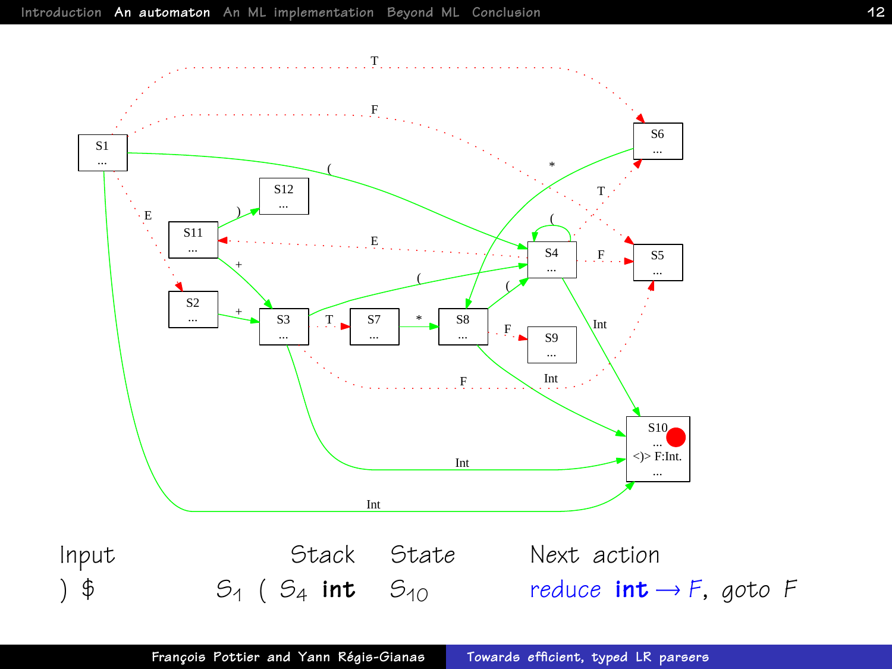| Input | Stack | State | Next action |
|---|---|---|---|
| ) $ | $S_1$ ( $S_4$ **int** | $S_{10}$ | reduce **int** $\longrightarrow$ $F$, goto $F$ |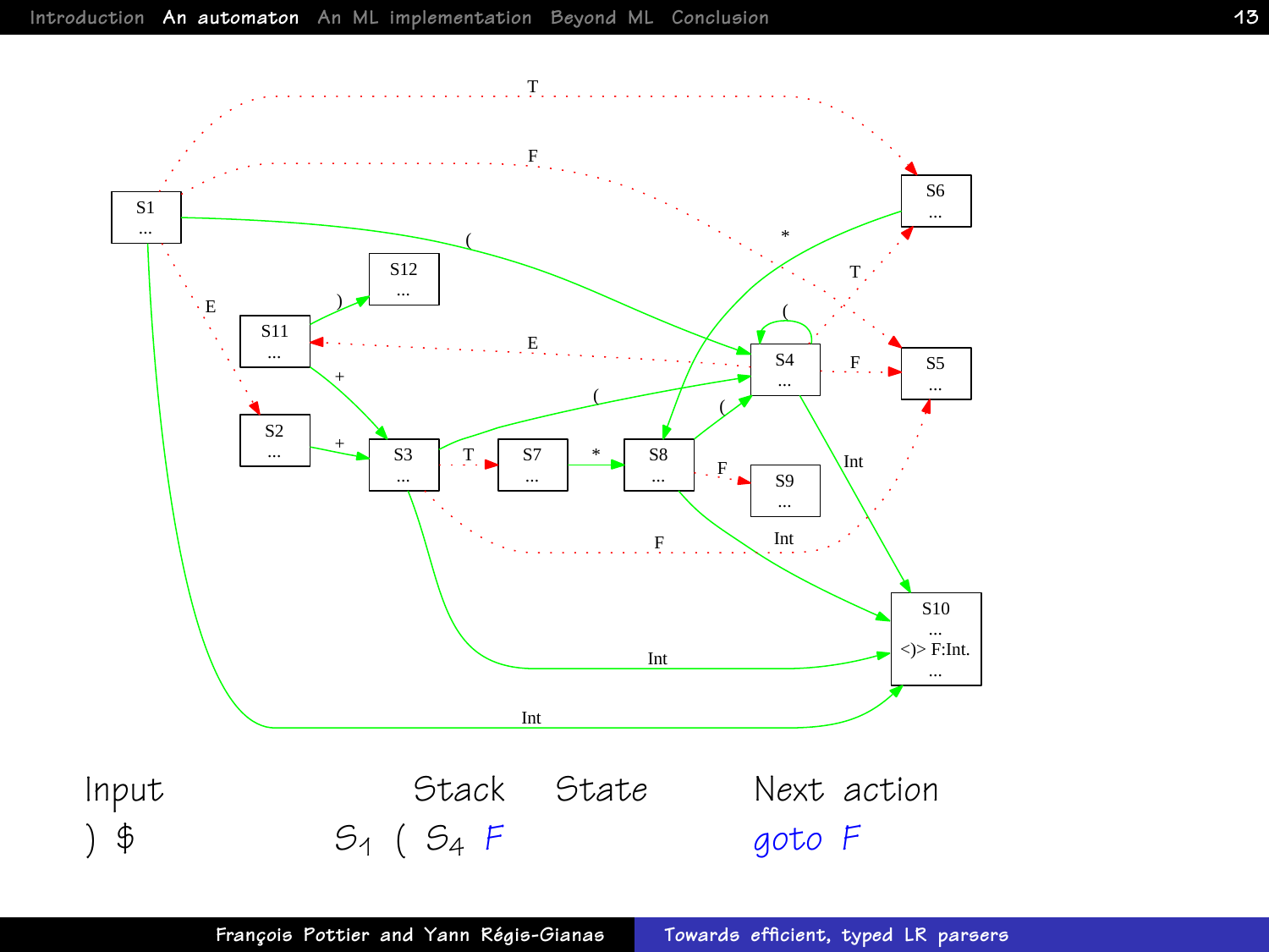| Input | Stack | State | Next action |
|---|---|---|---|
| ) $ | $S_1$ ( $S_4$ *F* | | *goto F* |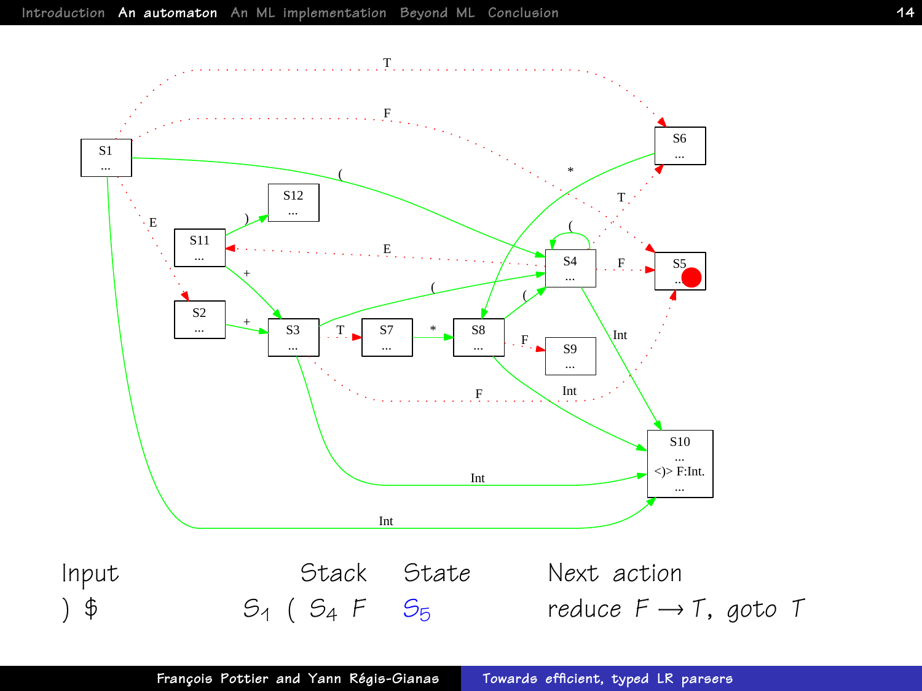| Input | Stack | State | Next action |
| --- | --- | --- | --- |
| ) $ | $S_1$ ( $S_4$ $F$ | $S_5$ | reduce $F \longrightarrow T$, goto $T$ |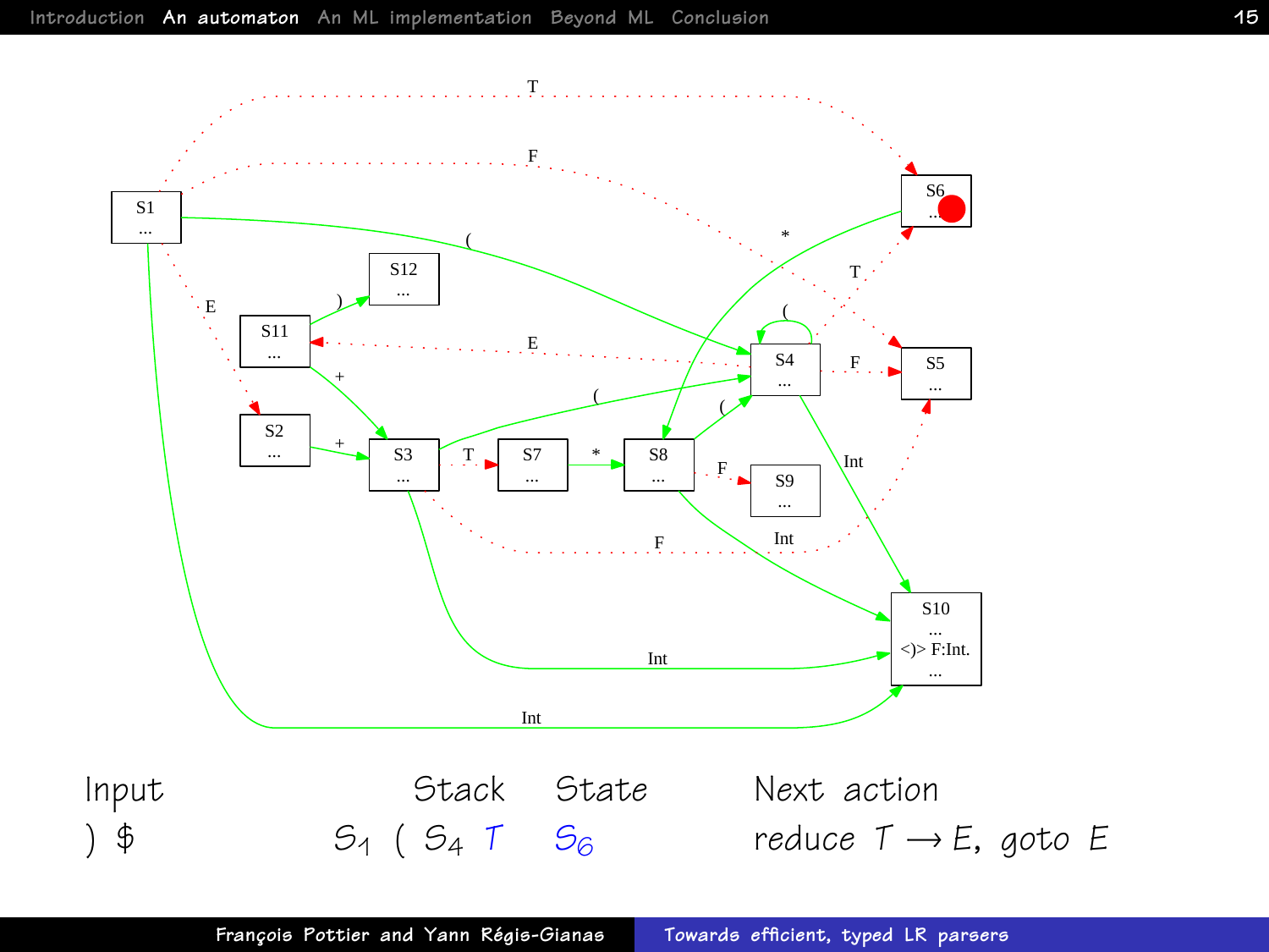| Input | Stack | State | Next action |
| --- | --- | --- | --- |
| ) $ | $S_1$ ( $S_4$ $T$ | $S_6$ | reduce $T \longrightarrow E$, goto $E$ |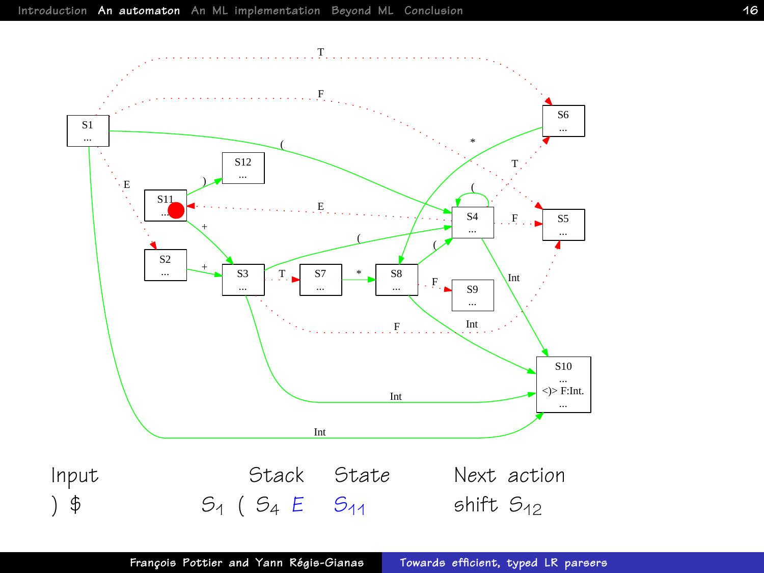| Input | Stack | State | Next action |
| --- | --- | --- | --- |
| ) \$ | $S_1$ ( $S_4$ $E$ | $S_{11}$ | shift $S_{12}$ |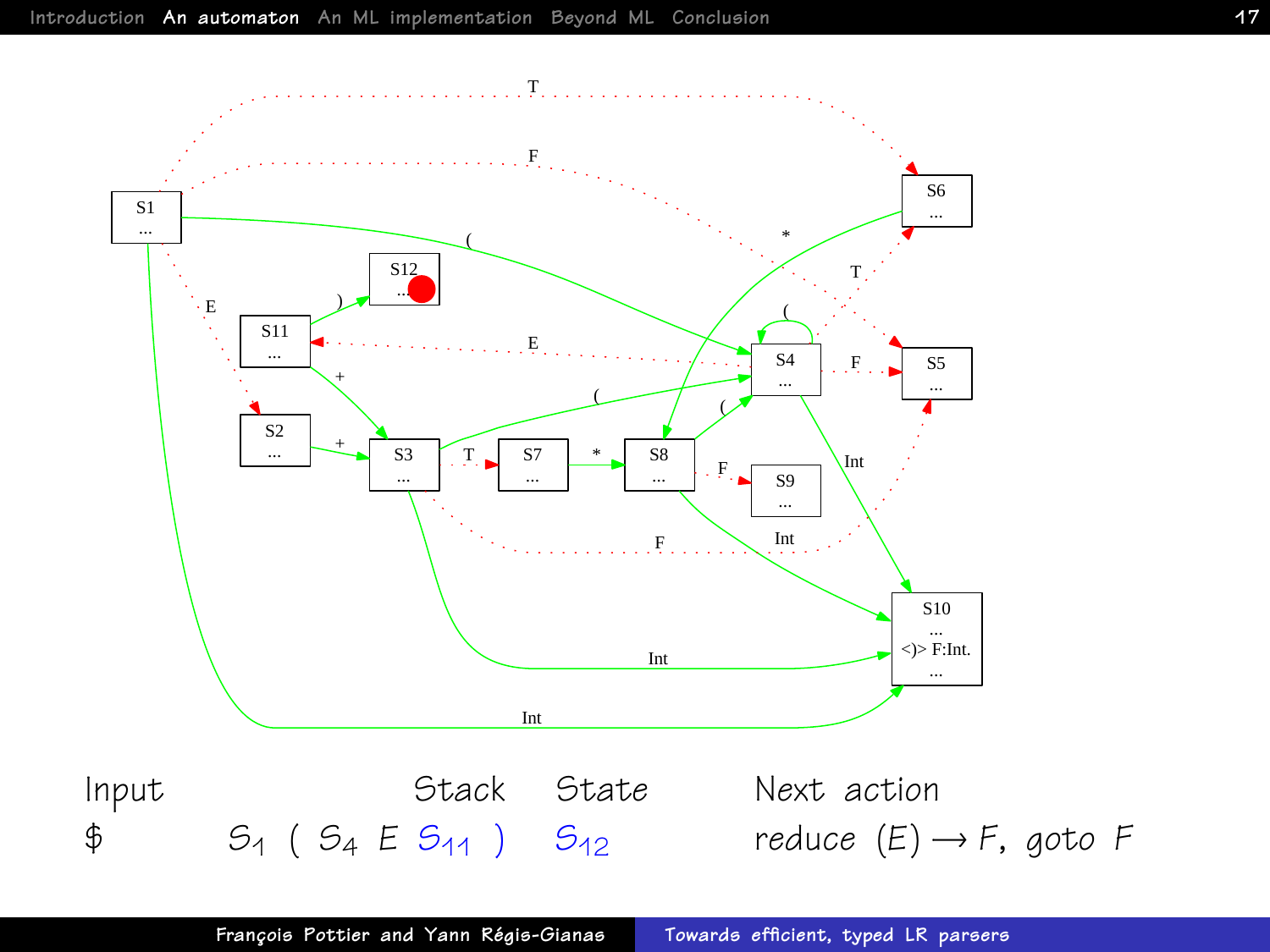| Input | Stack | State | Next action |
| --- | --- | --- | --- |
| $ | $S_1$ ( $S_4$ $E$ $S_{11}$ ) | $S_{12}$ | reduce $(E) \longrightarrow F$, goto $F$ |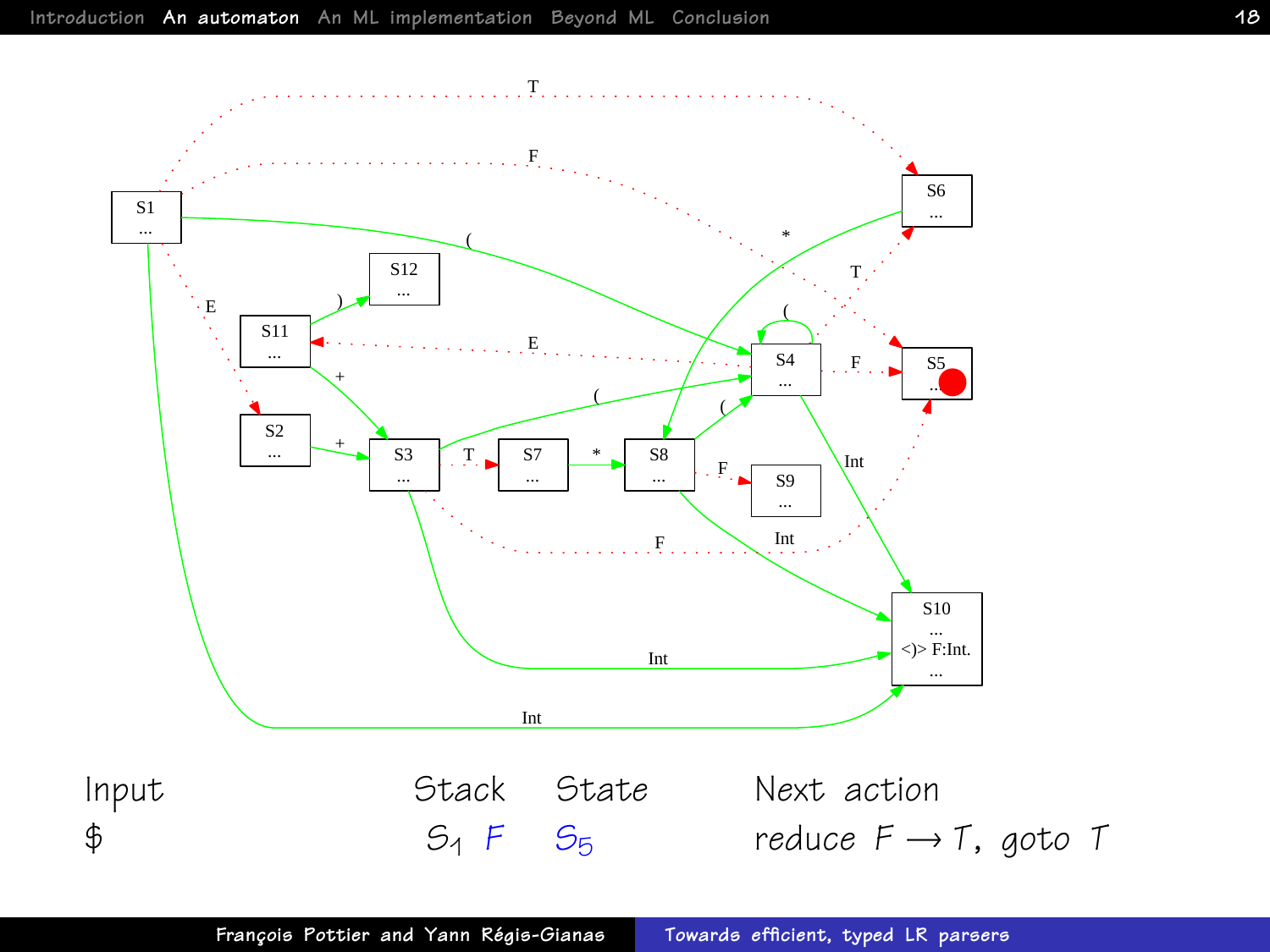| Input | Stack | State | Next action |
| --- | --- | --- | --- |
| $ | $S_1$ $F$ | $S_5$ | reduce $F \longrightarrow T$, goto $T$ |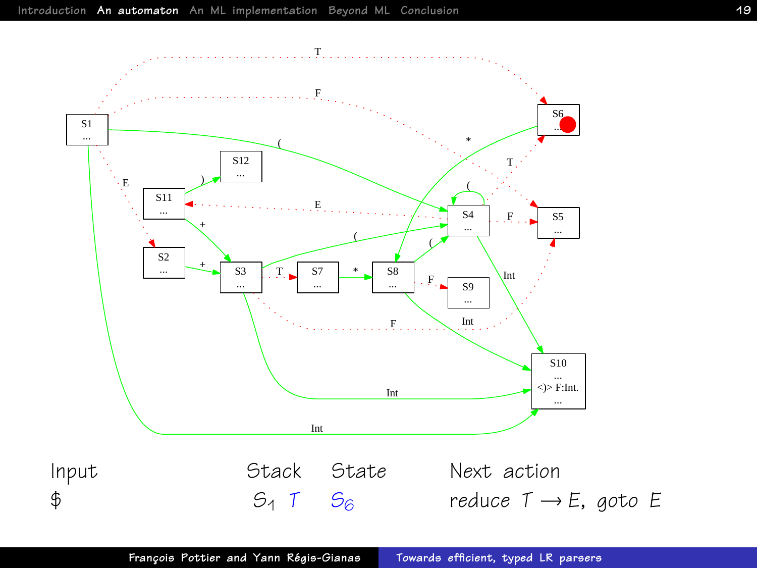| Input | Stack | State | Next action |
| --- | --- | --- | --- |
| $ | $S_1$ $T$ | $S_6$ | reduce $T \longrightarrow E$, goto $E$ |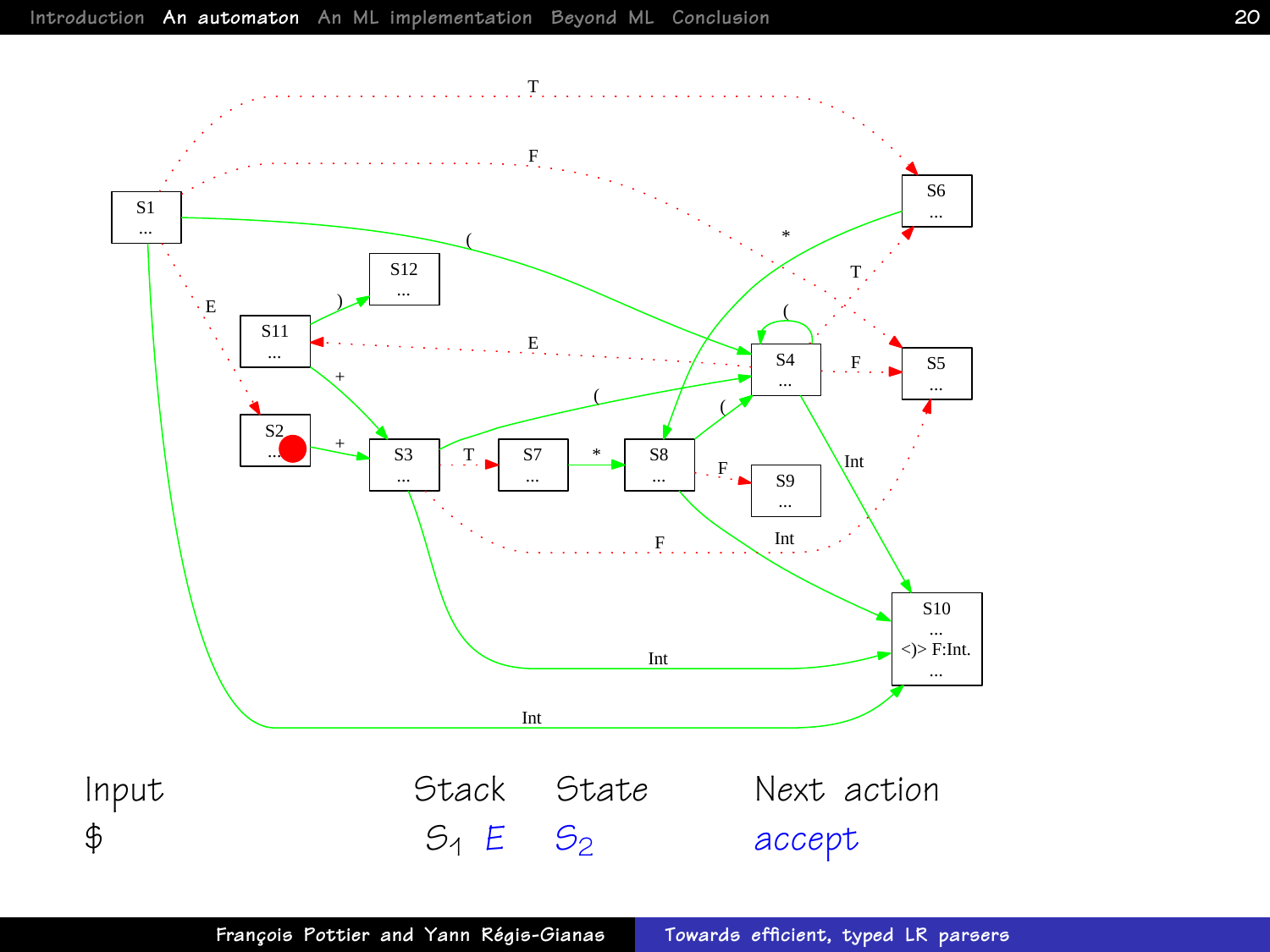Input

$

Stack

$S_1$ $E$

State

$S_2$

Next action

*accept*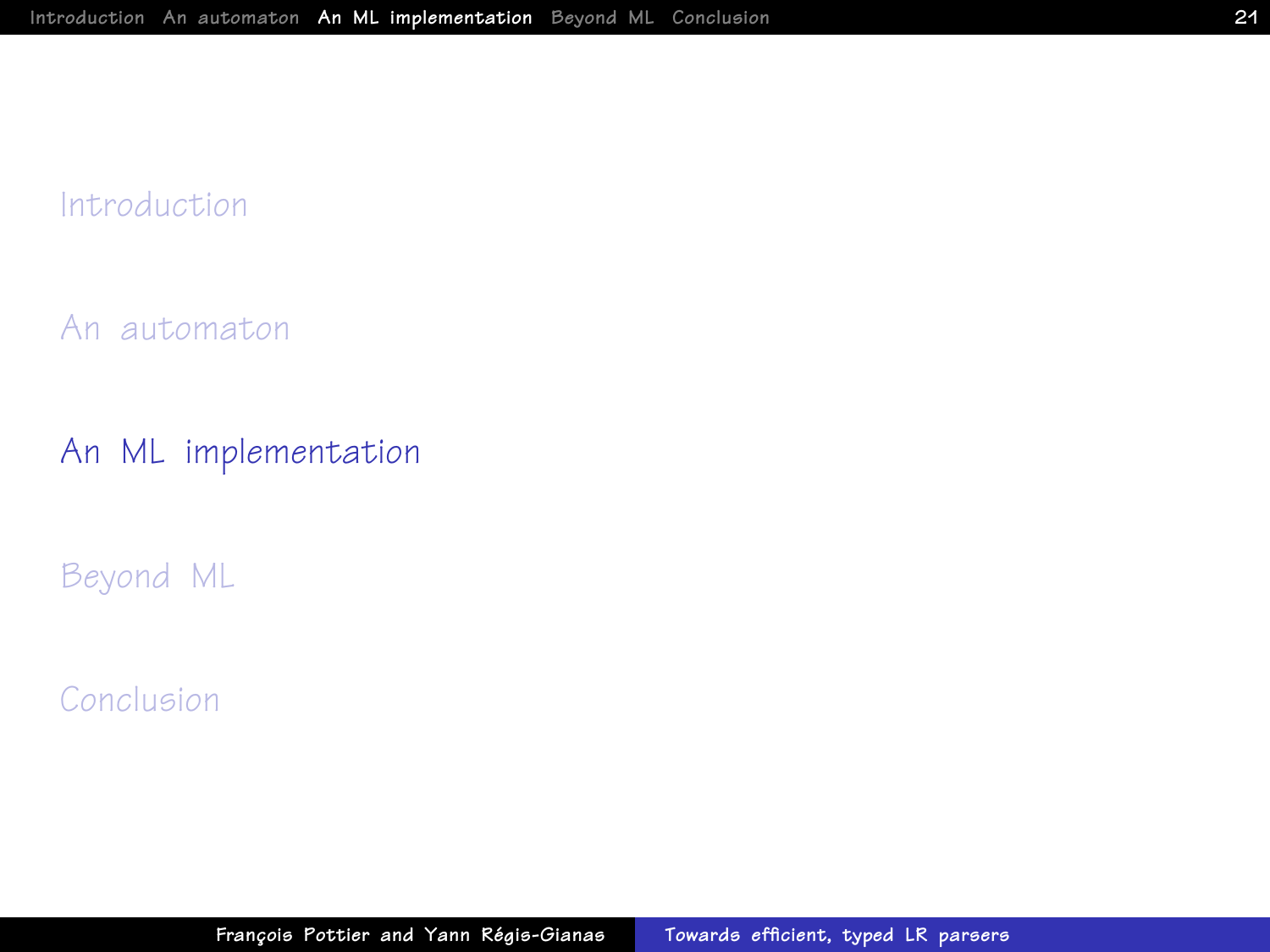Introduction

An automaton

# An ML implementation

Beyond ML

Conclusion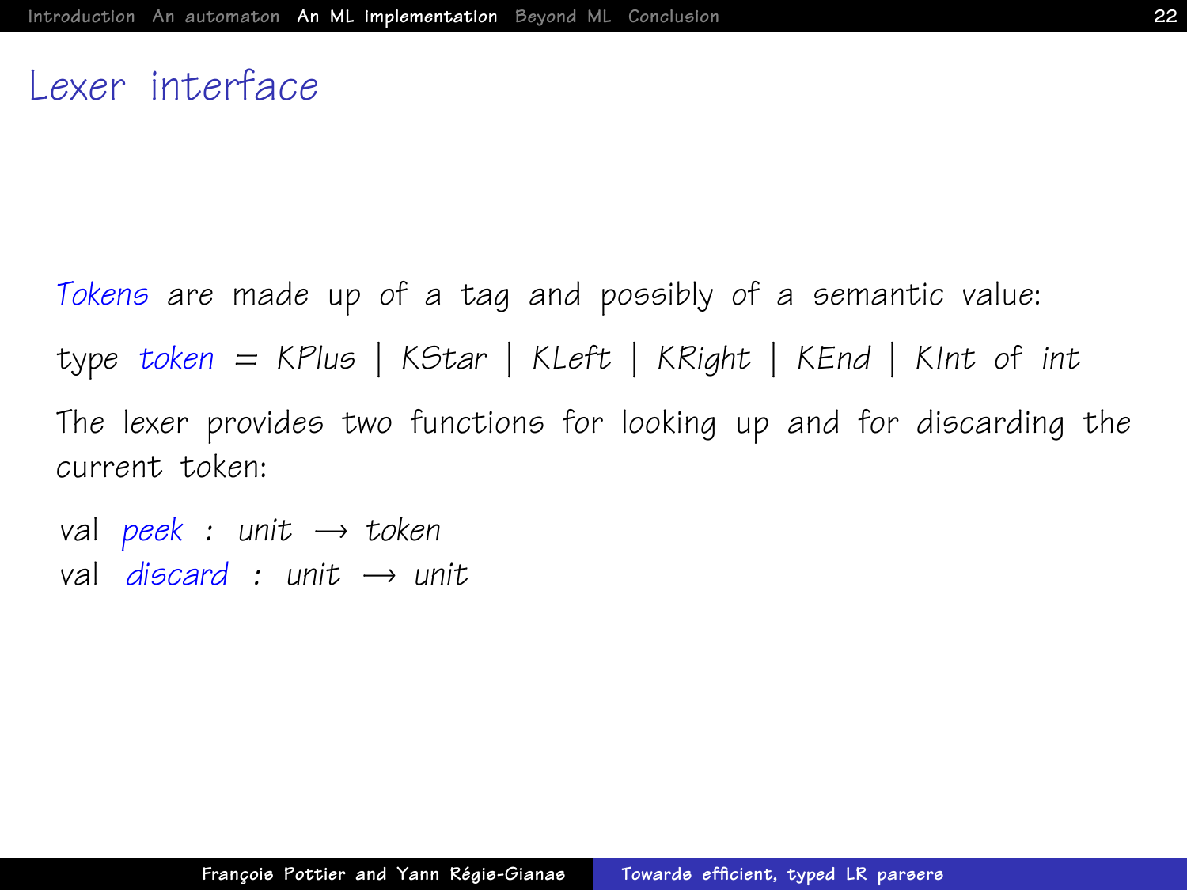# Lexer interface

*Tokens* are made up of a tag and possibly of a semantic value:

```
type token = KPlus | KStar | KLeft | KRight | KEnd | KInt of int
```

The lexer provides two functions for looking up and for discarding the current token:

```
val peek : unit → token
val discard : unit → unit
```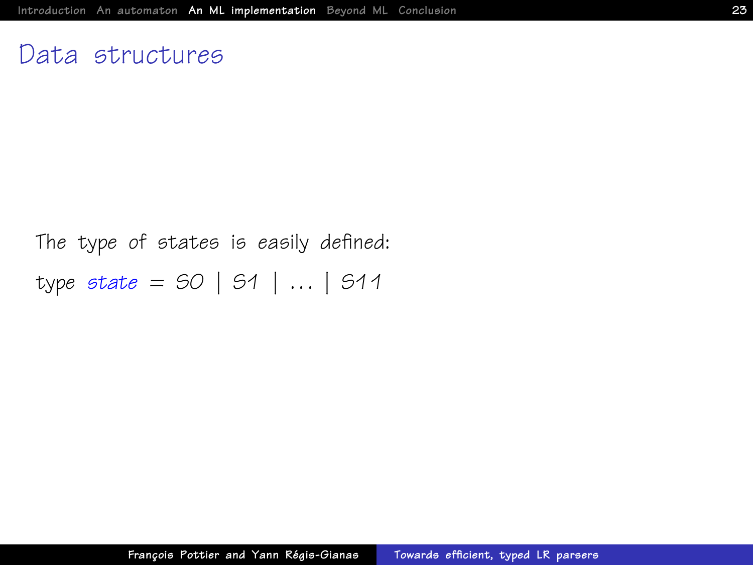# Data structures

The type of states is easily defined:

```
type state = S0 | S1 | ... | S11
```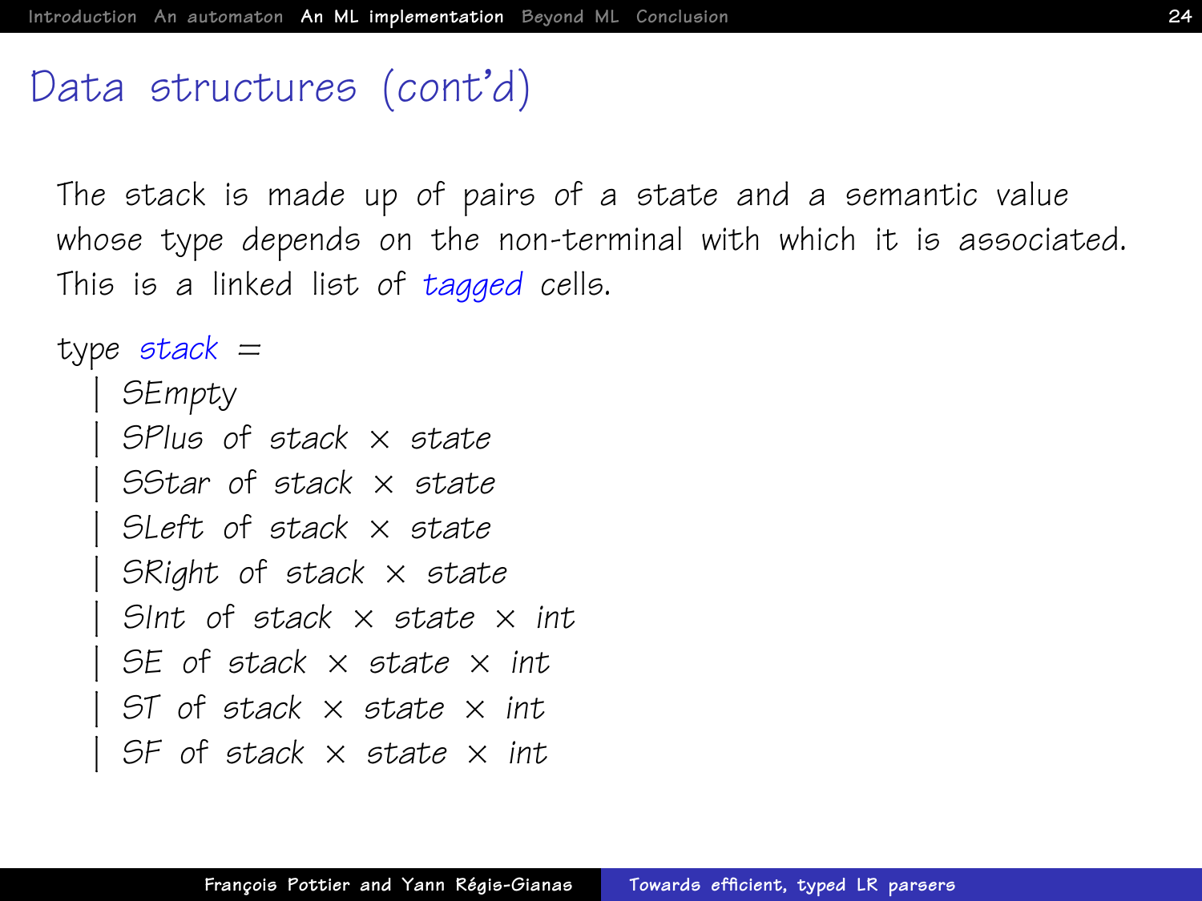# Data structures (cont'd)

The stack is made up of pairs of a state and a semantic value whose type depends on the non-terminal with which it is associated. This is a linked list of *tagged* cells.

```
type stack =
  | SEmpty
  | SPlus of stack × state
  | SStar of stack × state
  | SLeft of stack × state
  | SRight of stack × state
  | SInt of stack × state × int
  | SE of stack × state × int
  | ST of stack × state × int
  | SF of stack × state × int
```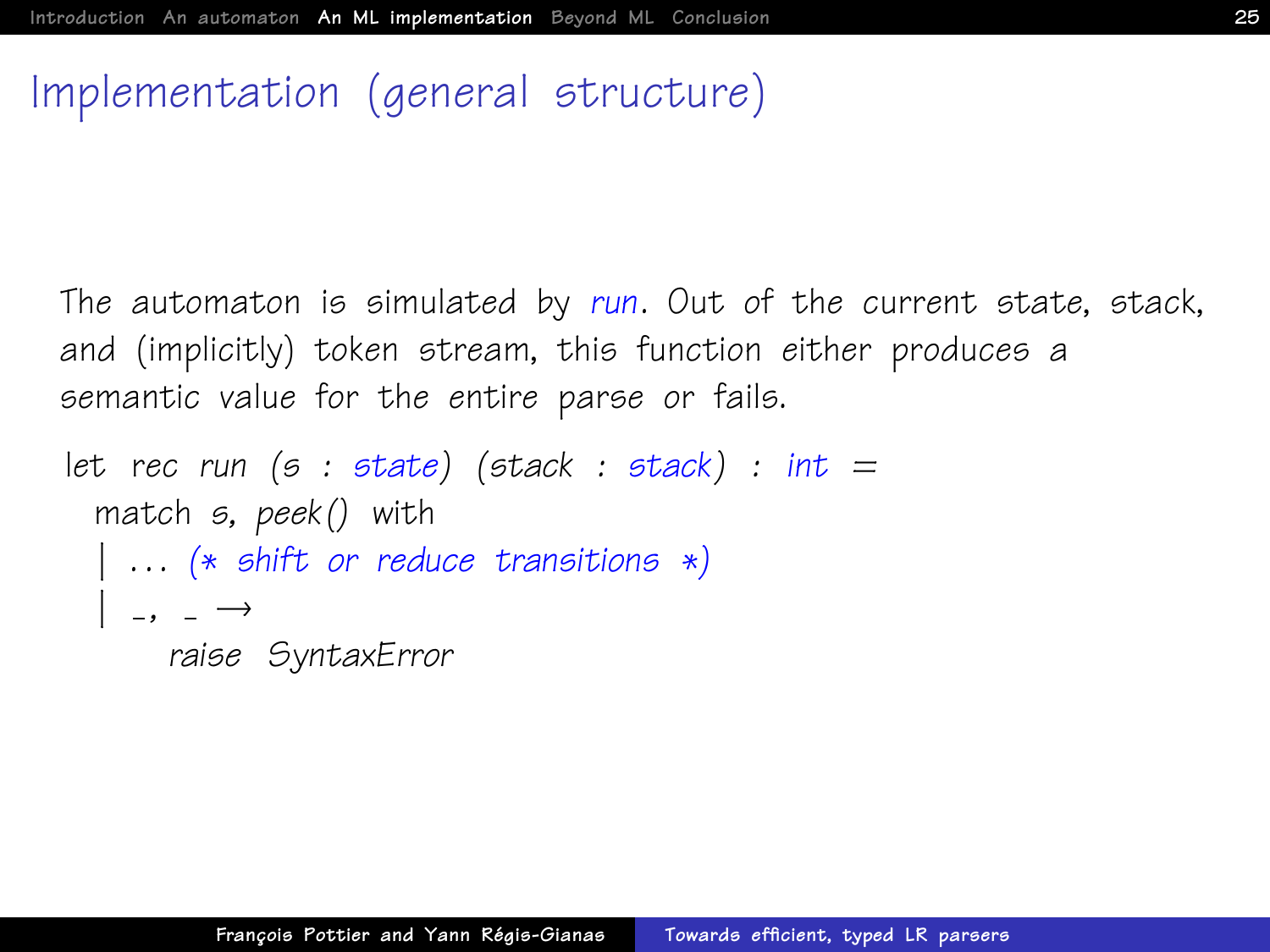# Implementation (general structure)

The automaton is simulated by *run*. Out of the current state, stack, and (implicitly) token stream, this function either produces a semantic value for the entire parse or fails.

```
let rec run (s : state) (stack : stack) : int =
  match s, peek() with
  | ... (* shift or reduce transitions *)
  | _, _ →
      raise SyntaxError
```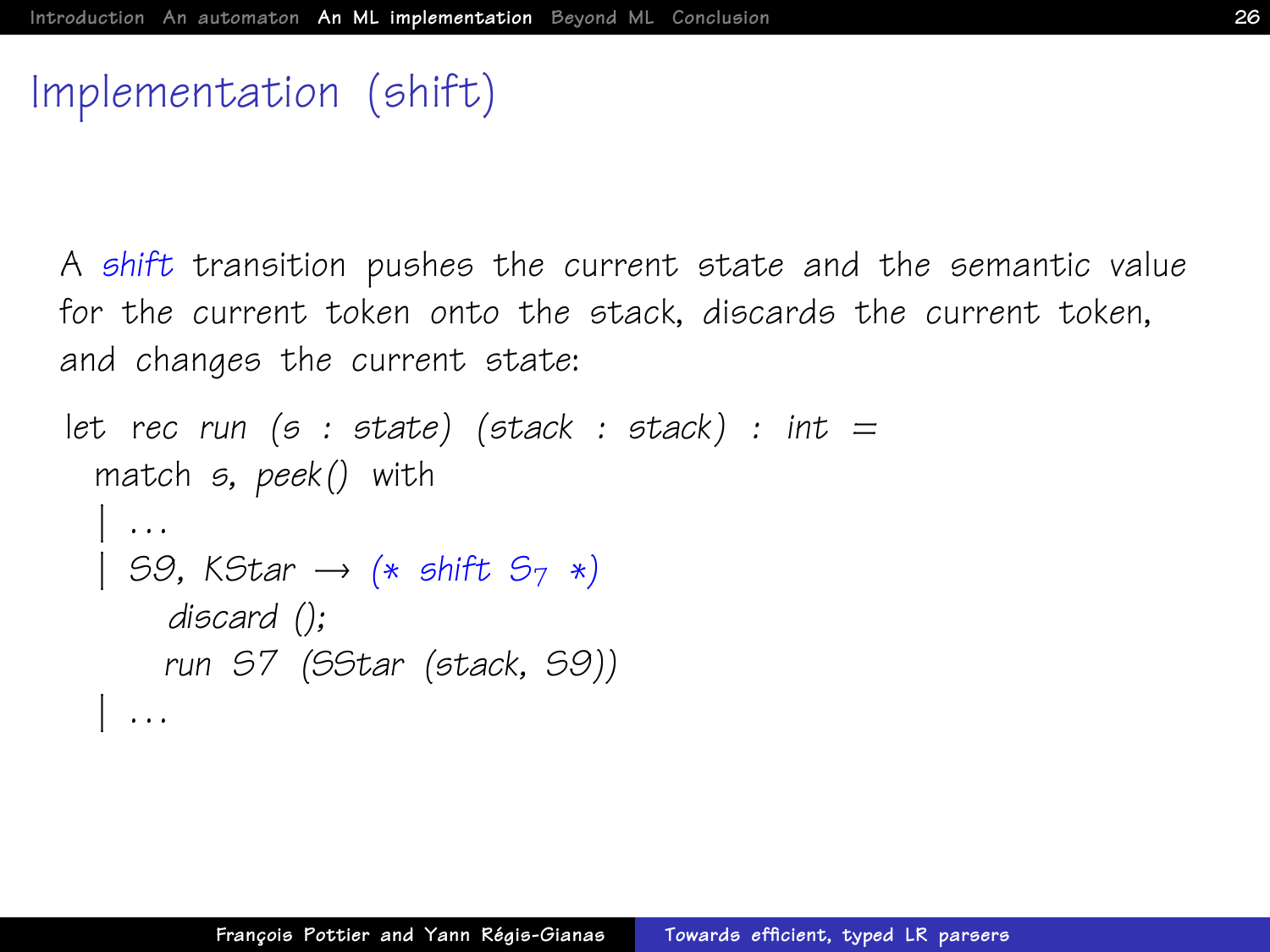# Implementation (shift)

A *shift* transition pushes the current state and the semantic value for the current token onto the stack, discards the current token, and changes the current state:

```
let rec run (s : state) (stack : stack) : int =
  match s, peek() with
  | ...
  | S9, KStar → (* shift S7 *)
      discard ();
      run S7 (SStar (stack, S9))
  | ...
```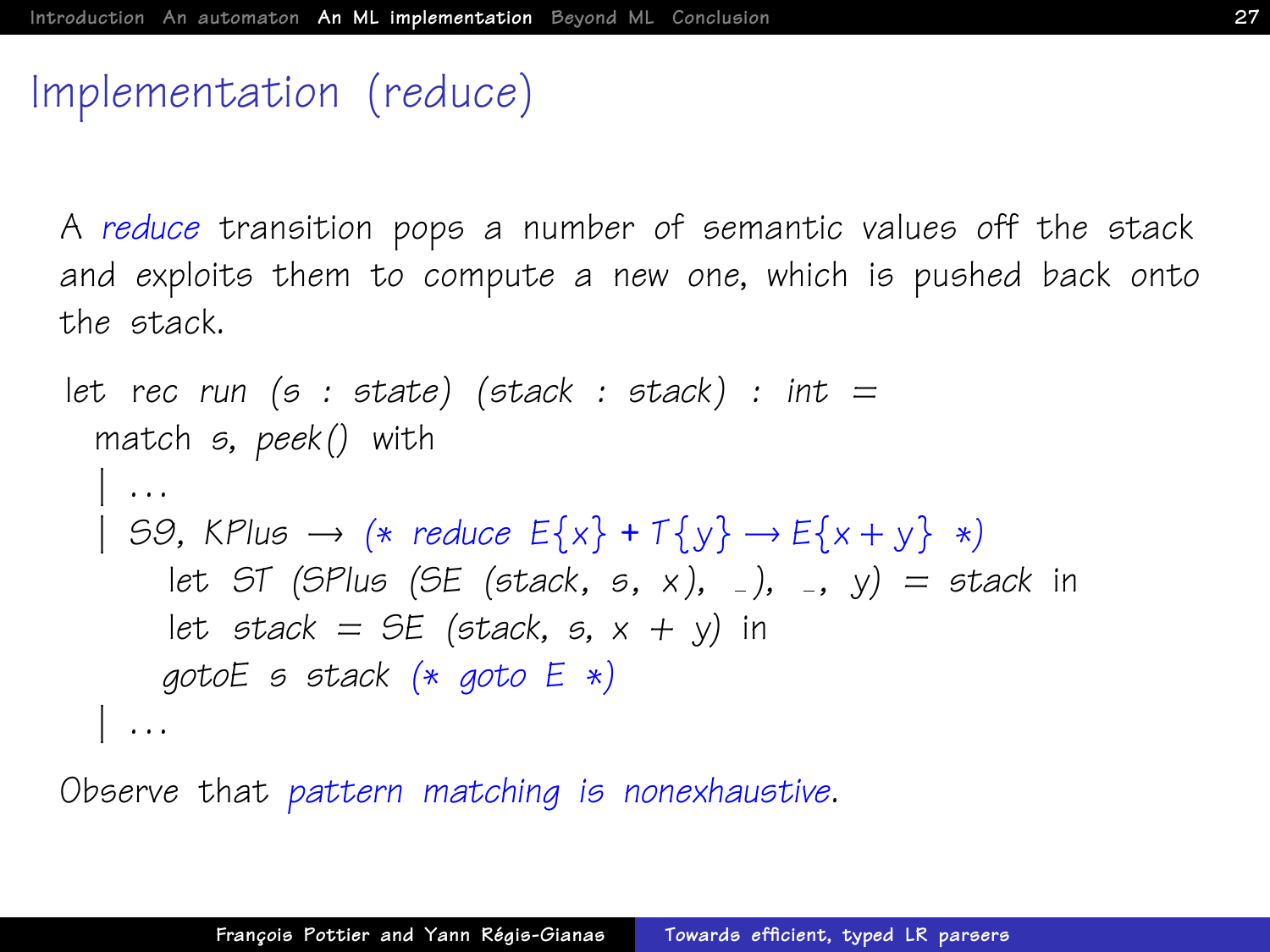# Implementation (reduce)

A *reduce* transition pops a number of semantic values off the stack and exploits them to compute a new one, which is pushed back onto the stack.

```
let rec run (s : state) (stack : stack) : int =
  match s, peek() with
  | ...
  | S9, KPlus → (* reduce E{x} + T{y} → E{x + y} *)
      let ST (SPlus (SE (stack, s, x), _), _, y) = stack in
      let stack = SE (stack, s, x + y) in
      gotoE s stack (* goto E *)
  | ...
```

Observe that *pattern matching is nonexhaustive*.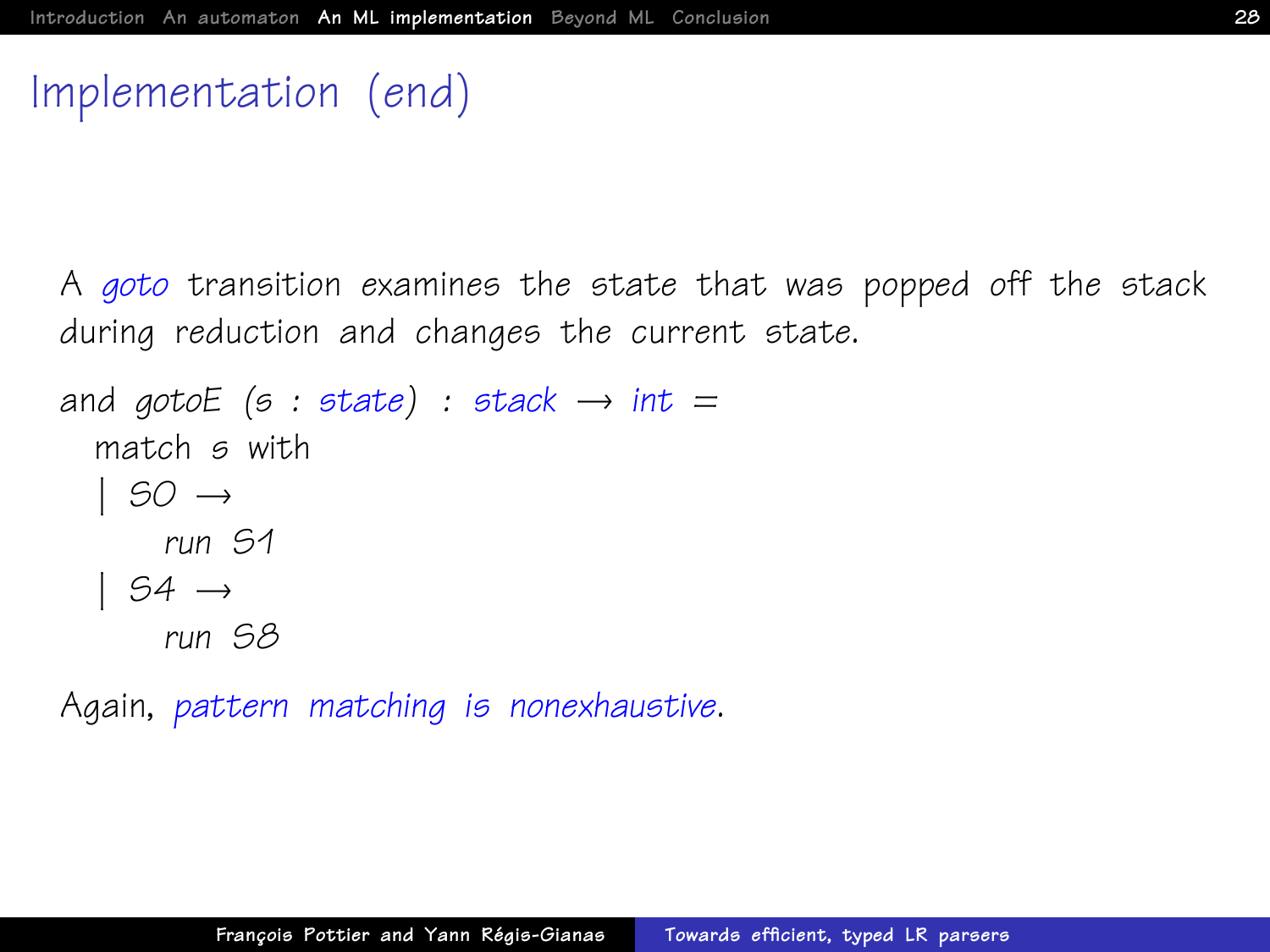# Implementation (end)

A *goto* transition examines the state that was popped off the stack during reduction and changes the current state.

```
and gotoE (s : state) : stack → int =
  match s with
  | S0 →
      run S1
  | S4 →
      run S8
```

Again, *pattern matching is nonexhaustive*.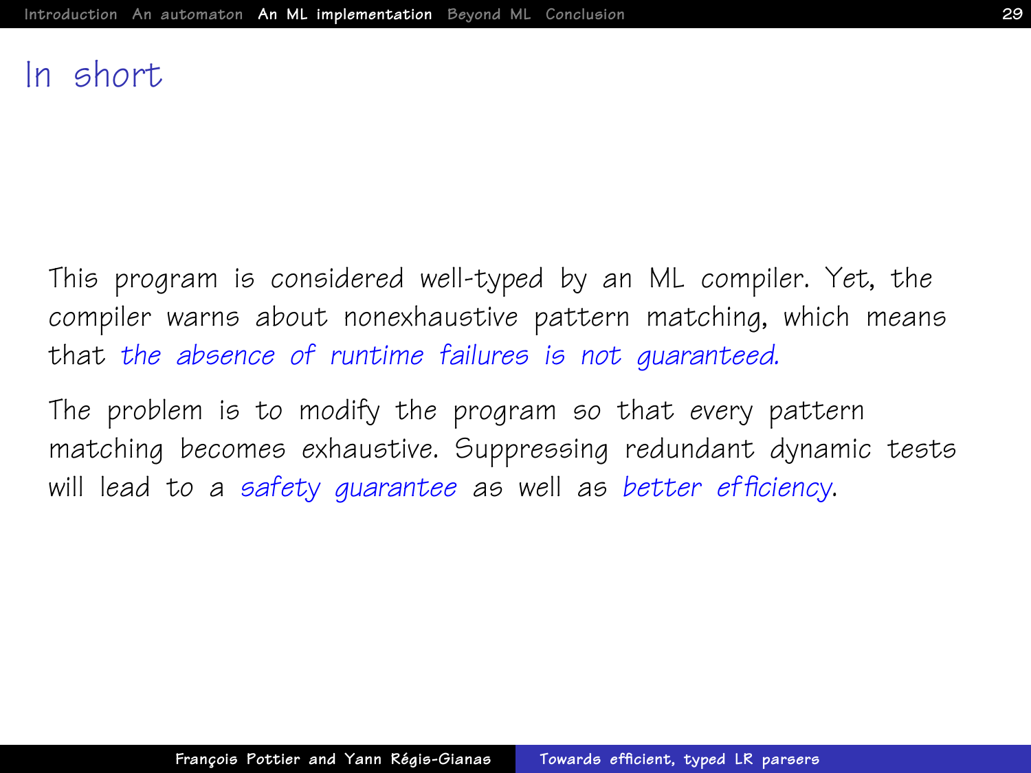# In short

This program is considered well-typed by an ML compiler. Yet, the compiler warns about nonexhaustive pattern matching, which means that *the absence of runtime failures is not guaranteed.*

The problem is to modify the program so that every pattern matching becomes exhaustive. Suppressing redundant dynamic tests will lead to a *safety guarantee* as well as *better efficiency*.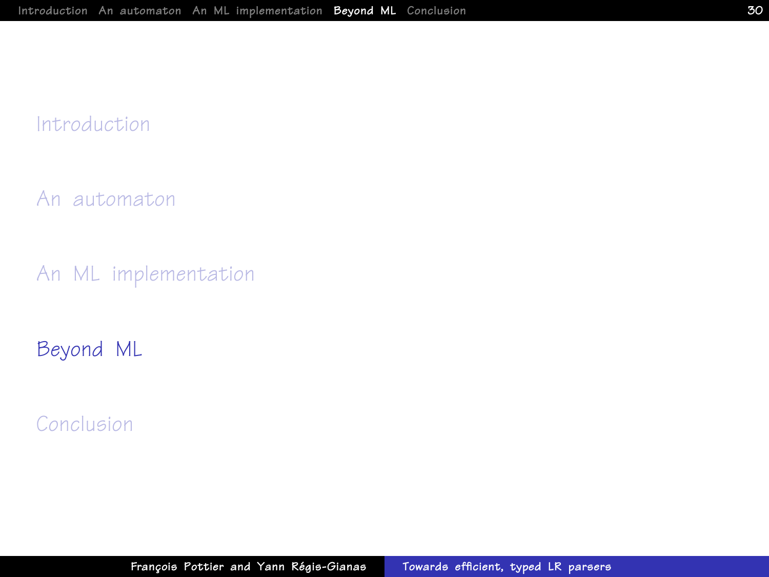Introduction

An automaton

An ML implementation

**Beyond ML**

Conclusion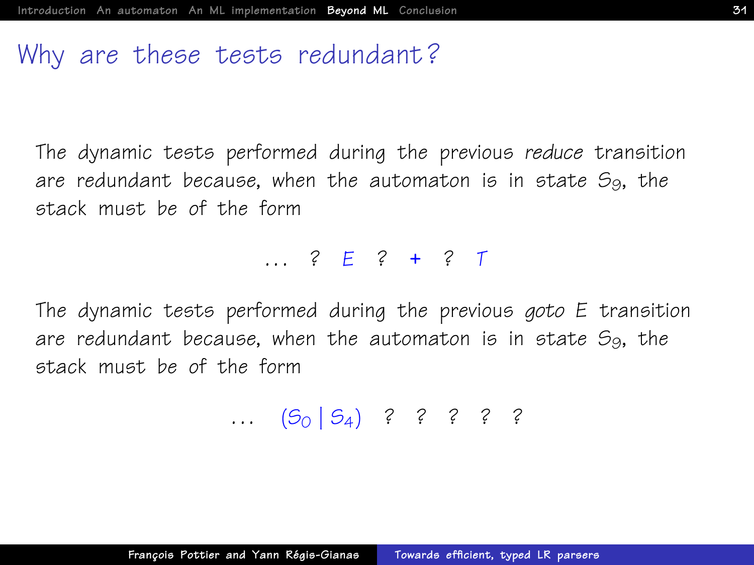# Why are these tests redundant?

The dynamic tests performed during the previous *reduce* transition are redundant because, when the automaton is in state $S_9$, the stack must be of the form

$$\ldots \quad ? \quad E \quad ? \quad \texttt{+} \quad ? \quad T$$

The dynamic tests performed during the previous *goto* $E$ transition are redundant because, when the automaton is in state $S_9$, the stack must be of the form

$$\ldots \quad (S_0 \mid S_4) \quad ? \quad ? \quad ? \quad ? \quad ?$$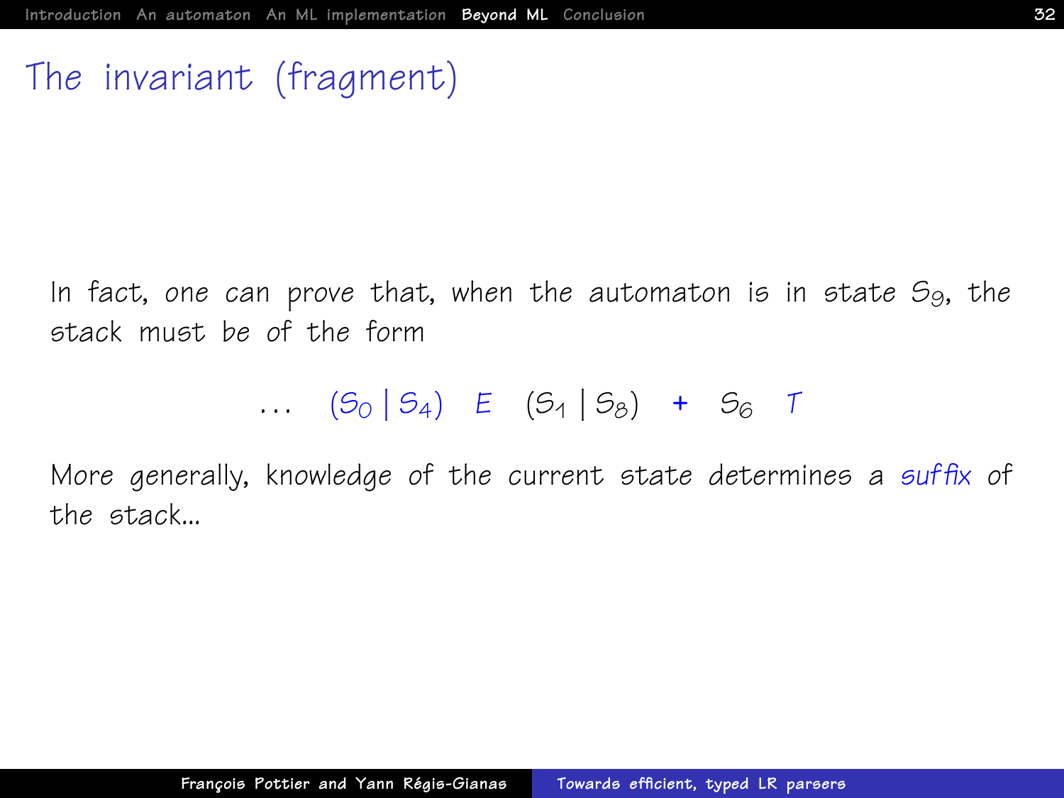# The invariant (fragment)

In fact, one can prove that, when the automaton is in state $S_9$, the stack must be of the form

$$\ldots \quad (S_0 \mid S_4) \quad E \quad (S_1 \mid S_8) \quad + \quad S_6 \quad T$$

More generally, knowledge of the current state determines a *suffix* of the stack...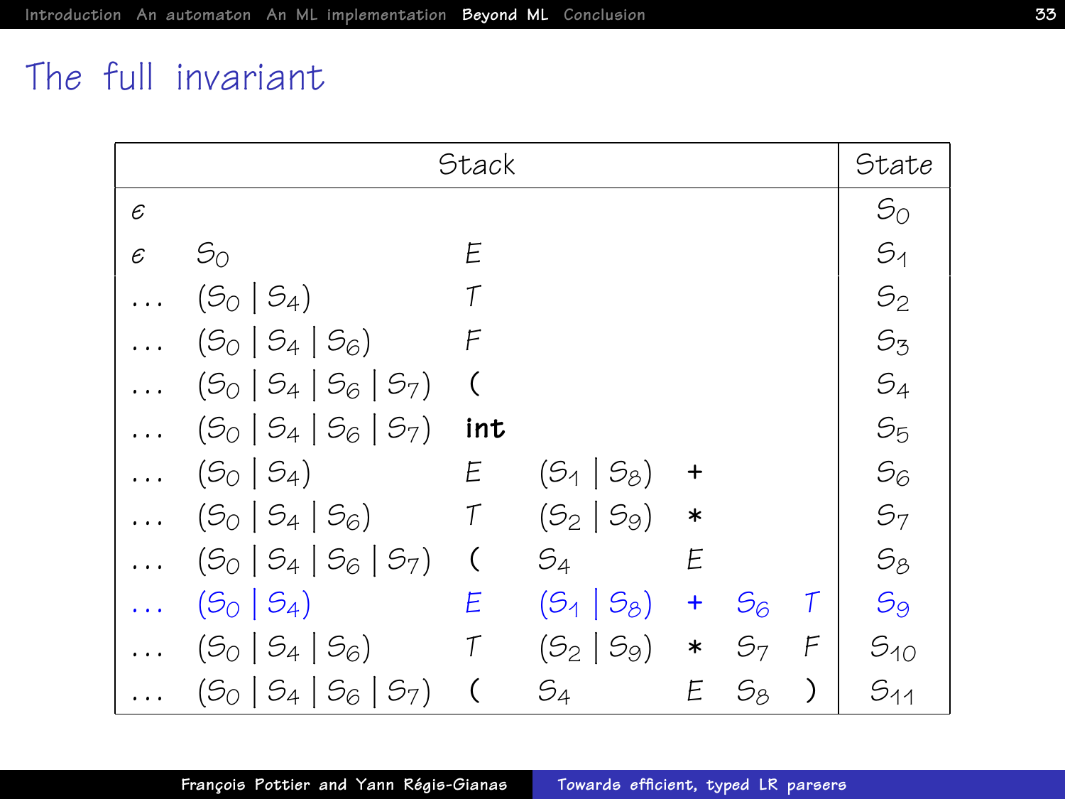# The full invariant

| Stack | | | | | | | State |
|---|---|---|---|---|---|---|---|
| $\epsilon$ | | | | | | | $S_0$ |
| $\epsilon$ | $S_0$ | $E$ | | | | | $S_1$ |
| ... | $(S_0 \mid S_4)$ | $T$ | | | | | $S_2$ |
| ... | $(S_0 \mid S_4 \mid S_6)$ | $F$ | | | | | $S_3$ |
| ... | $(S_0 \mid S_4 \mid S_6 \mid S_7)$ | ( | | | | | $S_4$ |
| ... | $(S_0 \mid S_4 \mid S_6 \mid S_7)$ | **int** | | | | | $S_5$ |
| ... | $(S_0 \mid S_4)$ | $E$ | $(S_1 \mid S_8)$ | + | | | $S_6$ |
| ... | $(S_0 \mid S_4 \mid S_6)$ | $T$ | $(S_2 \mid S_9)$ | * | | | $S_7$ |
| ... | $(S_0 \mid S_4 \mid S_6 \mid S_7)$ | ( | $S_4$ | $E$ | | | $S_8$ |
| ... | $(S_0 \mid S_4)$ | $E$ | $(S_1 \mid S_8)$ | + | $S_6$ | $T$ | $S_9$ |
| ... | $(S_0 \mid S_4 \mid S_6)$ | $T$ | $(S_2 \mid S_9)$ | * | $S_7$ | $F$ | $S_{10}$ |
| ... | $(S_0 \mid S_4 \mid S_6 \mid S_7)$ | ( | $S_4$ | $E$ | $S_8$ | ) | $S_{11}$ |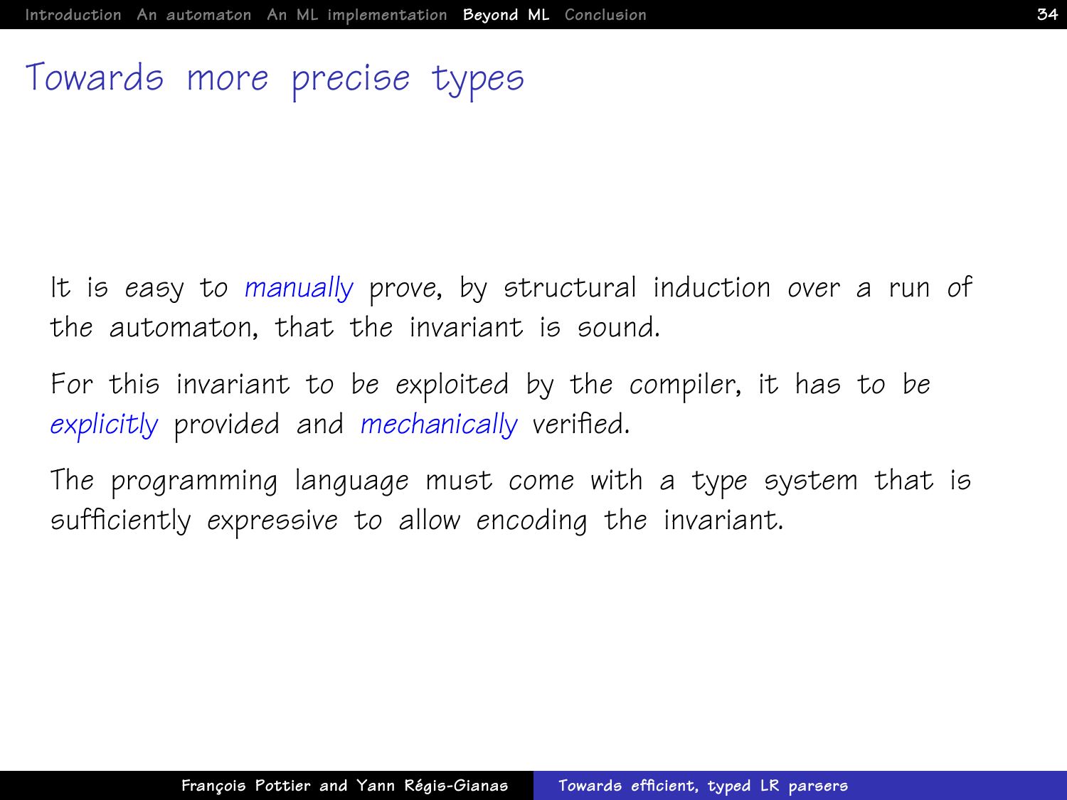# Towards more precise types

It is easy to *manually* prove, by structural induction over a run of the automaton, that the invariant is sound.

For this invariant to be exploited by the compiler, it has to be *explicitly* provided and *mechanically* verified.

The programming language must come with a type system that is sufficiently expressive to allow encoding the invariant.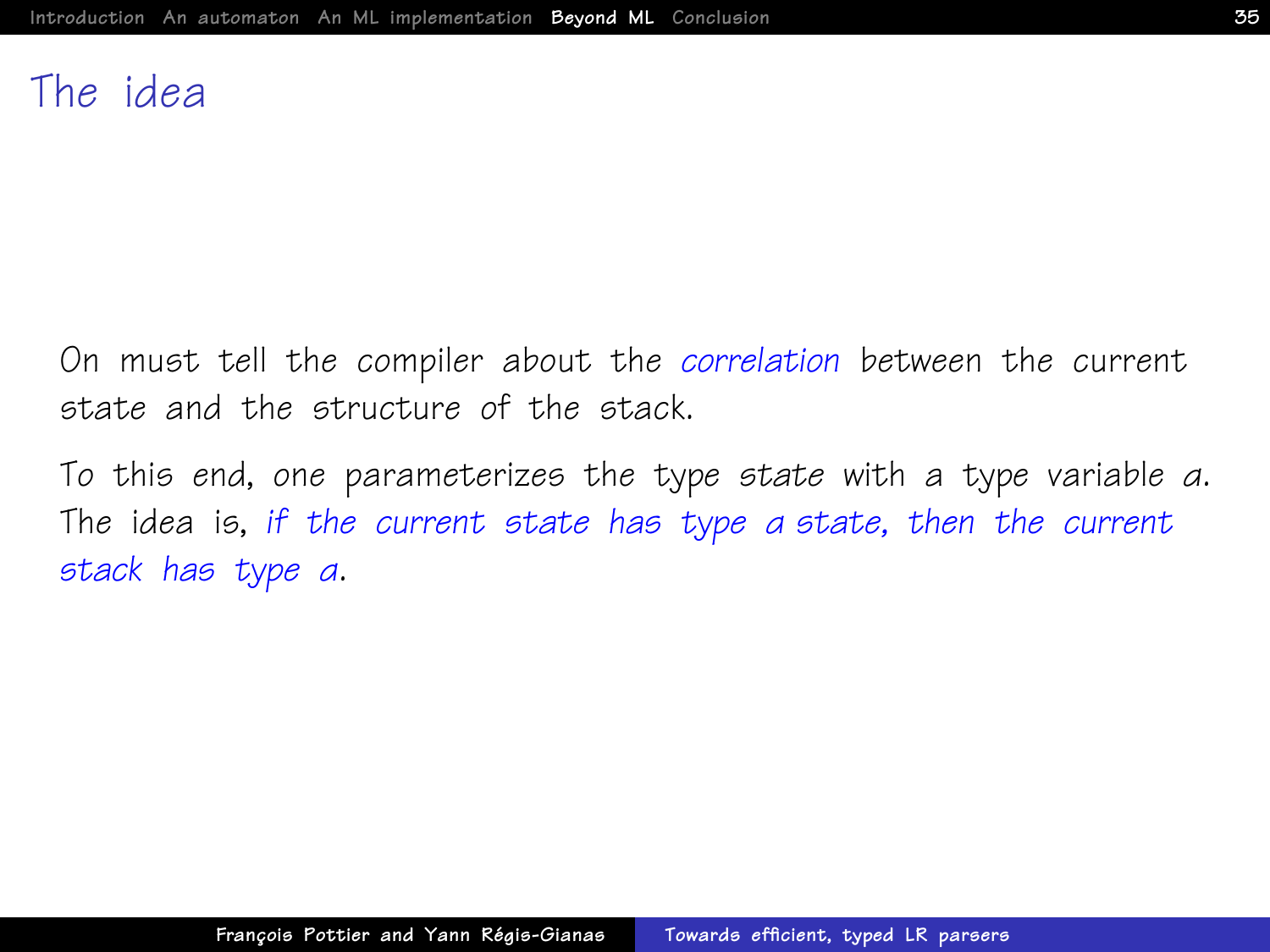# The idea

On must tell the compiler about the *correlation* between the current state and the structure of the stack.

To this end, one parameterizes the type *state* with a type variable $\alpha$. The idea is, *if the current state has type $\alpha$ state, then the current stack has type $\alpha$*.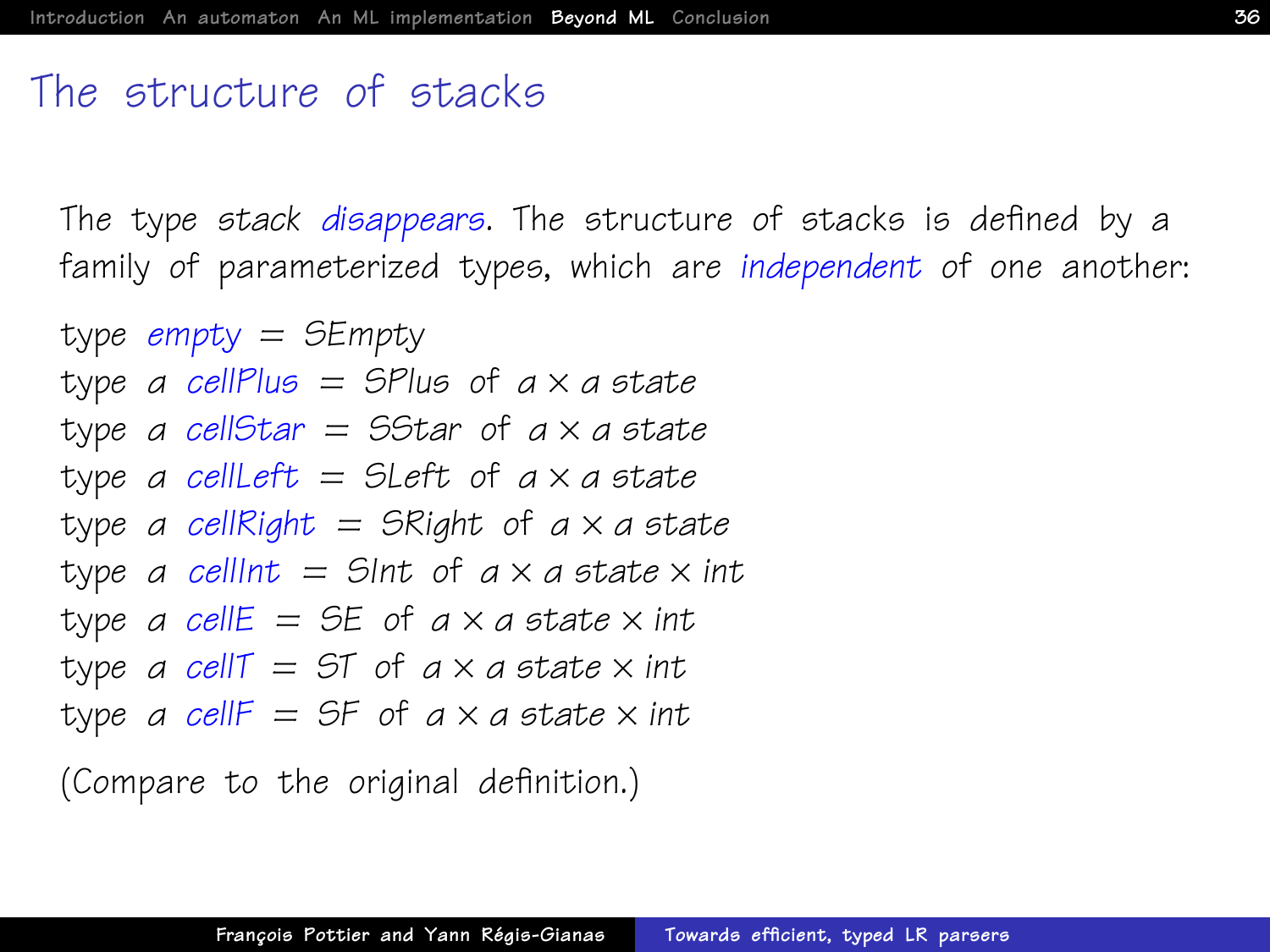# The structure of stacks

The type *stack* *disappears*. The structure of stacks is defined by a family of parameterized types, which are *independent* of one another:

```
type empty = SEmpty
type α cellPlus = SPlus of α × α state
type α cellStar = SStar of α × α state
type α cellLeft = SLeft of α × α state
type α cellRight = SRight of α × α state
type α cellInt = SInt of α × α state × int
type α cellE = SE of α × α state × int
type α cellT = ST of α × α state × int
type α cellF = SF of α × α state × int
```

(Compare to the original definition.)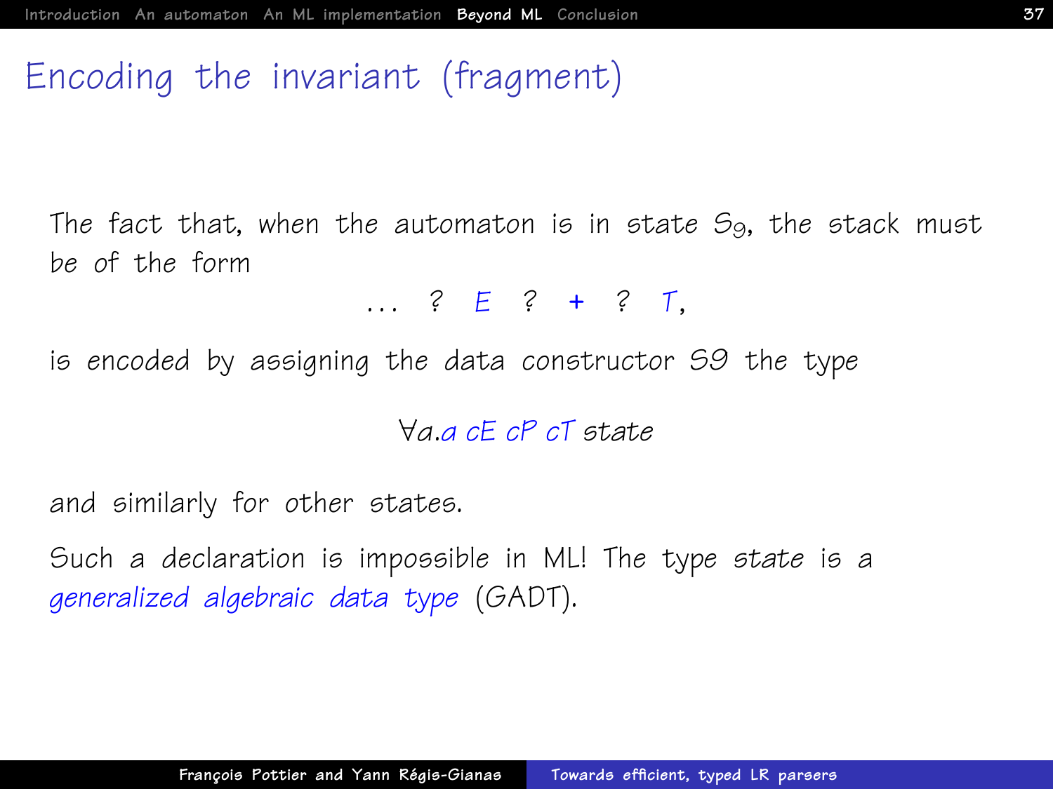# Encoding the invariant (fragment)

The fact that, when the automaton is in state $S_9$, the stack must be of the form

$$\ldots \; ? \; E \; ? \; + \; ? \; T,$$

is encoded by assigning the data constructor *S9* the type

$$\forall \alpha.\alpha \; cE \; cP \; cT \; state$$

and similarly for other states.

Such a declaration is impossible in ML! The type *state* is a *generalized algebraic data type* (GADT).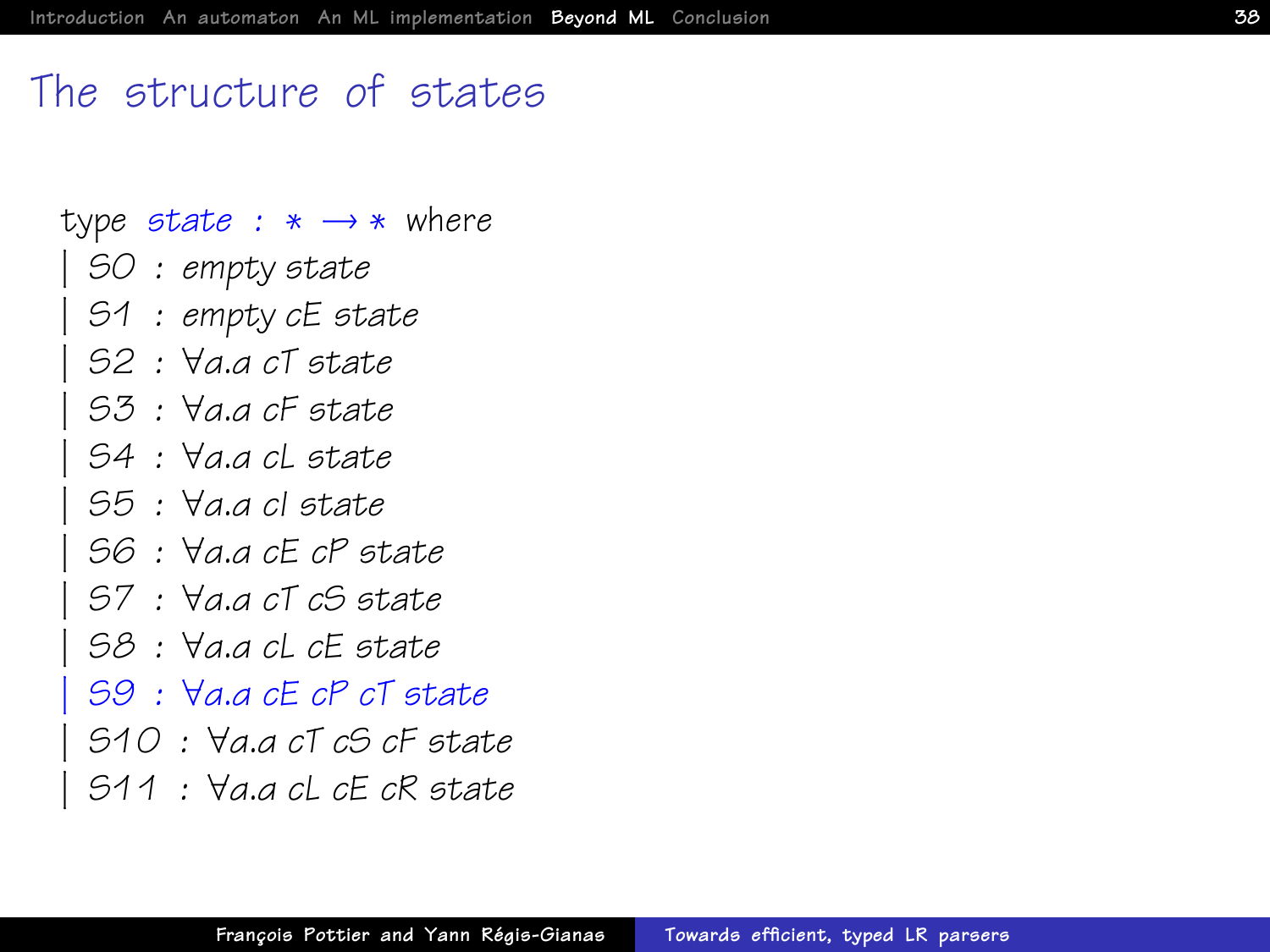# The structure of states

```
type state : * → * where
| S0 : empty state
| S1 : empty cE state
| S2 : ∀α.α cT state
| S3 : ∀α.α cF state
| S4 : ∀α.α cL state
| S5 : ∀α.α cI state
| S6 : ∀α.α cE cP state
| S7 : ∀α.α cT cS state
| S8 : ∀α.α cL cE state
| S9 : ∀α.α cE cP cT state
| S10 : ∀α.α cT cS cF state
| S11 : ∀α.α cL cE cR state
```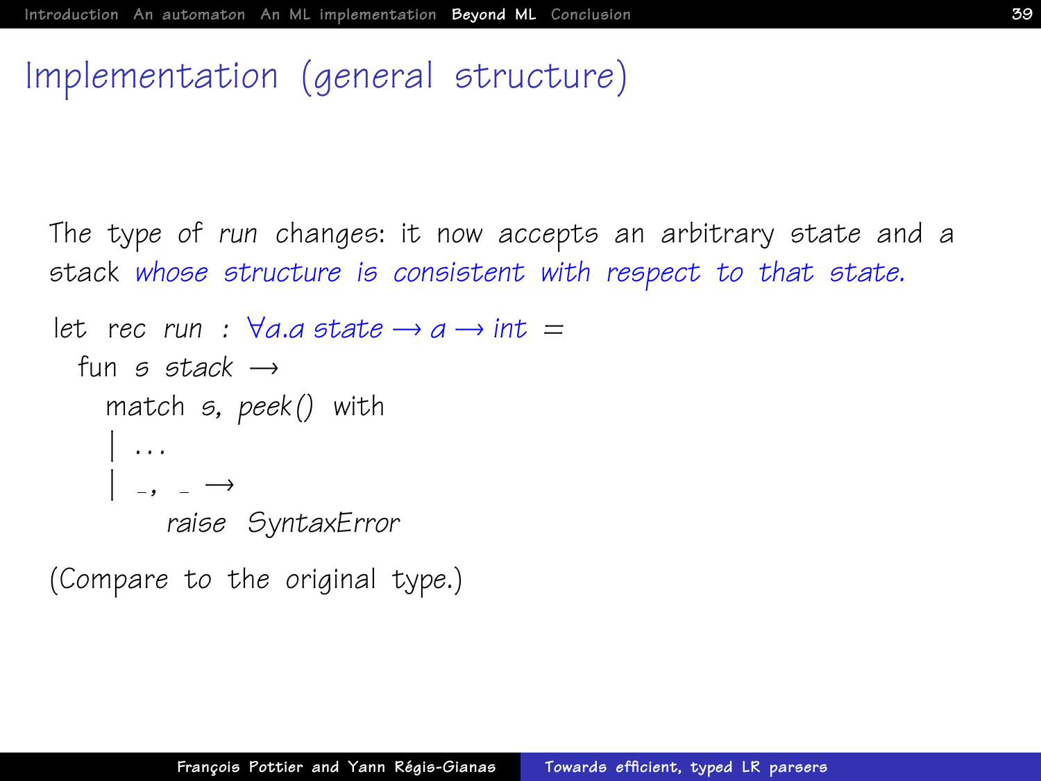# Implementation (general structure)

The type of *run* changes: it now accepts an arbitrary state and a stack *whose structure is consistent with respect to that state.*

```
let rec run : ∀a.a state → a → int =
  fun s stack →
    match s, peek() with
    | ...
    | _, _ →
        raise SyntaxError
```

(Compare to the original type.)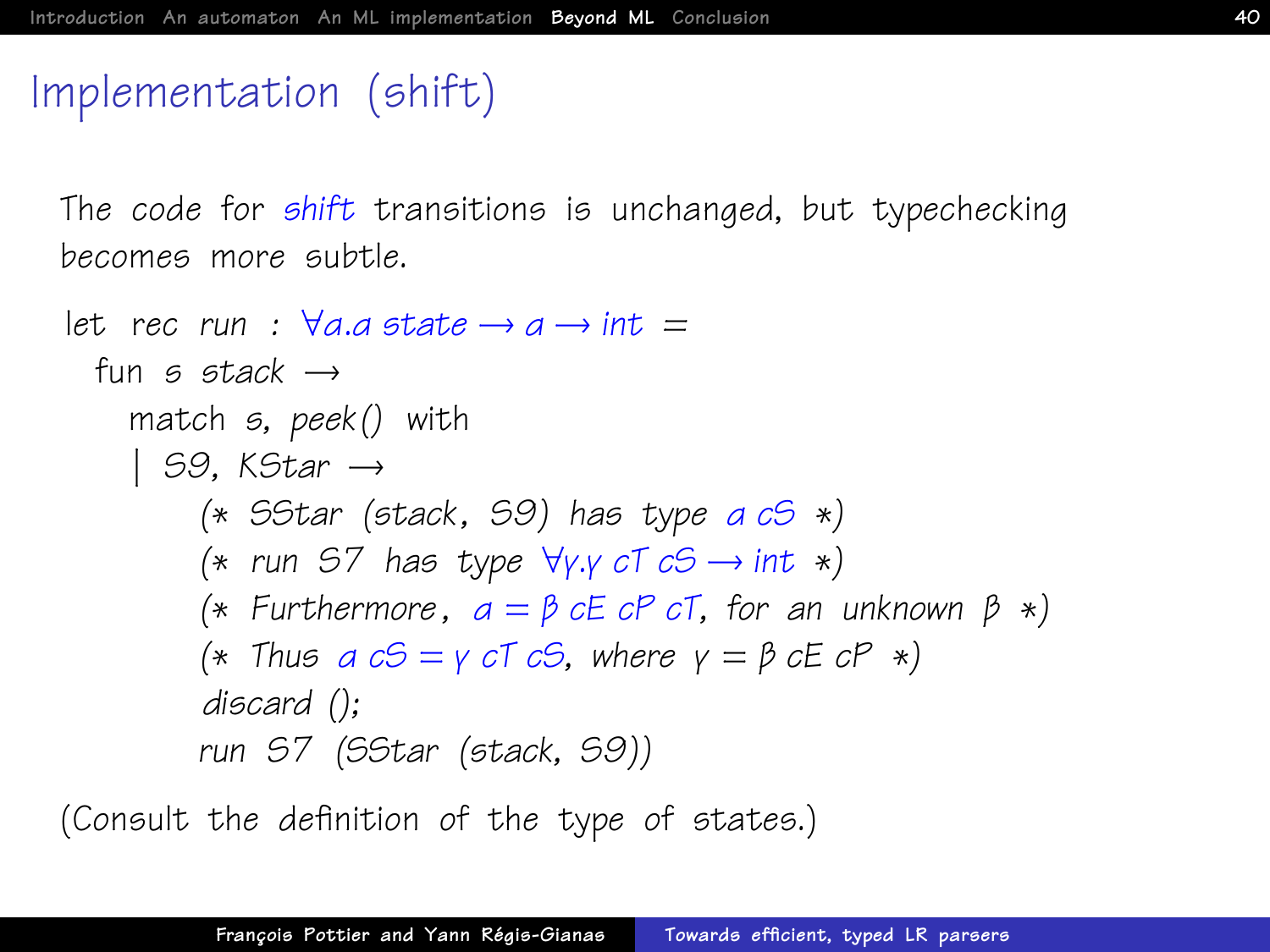# Implementation (shift)

The code for *shift* transitions is unchanged, but typechecking becomes more subtle.

```
let rec run : ∀a.a state → a → int =
  fun s stack →
    match s, peek() with
    | S9, KStar →
        (* SStar (stack, S9) has type a cS *)
        (* run S7 has type ∀γ.γ cT cS → int *)
        (* Furthermore, a = β cE cP cT, for an unknown β *)
        (* Thus a cS = γ cT cS, where γ = β cE cP *)
        discard ();
        run S7 (SStar (stack, S9))
```

(Consult the definition of the type of states.)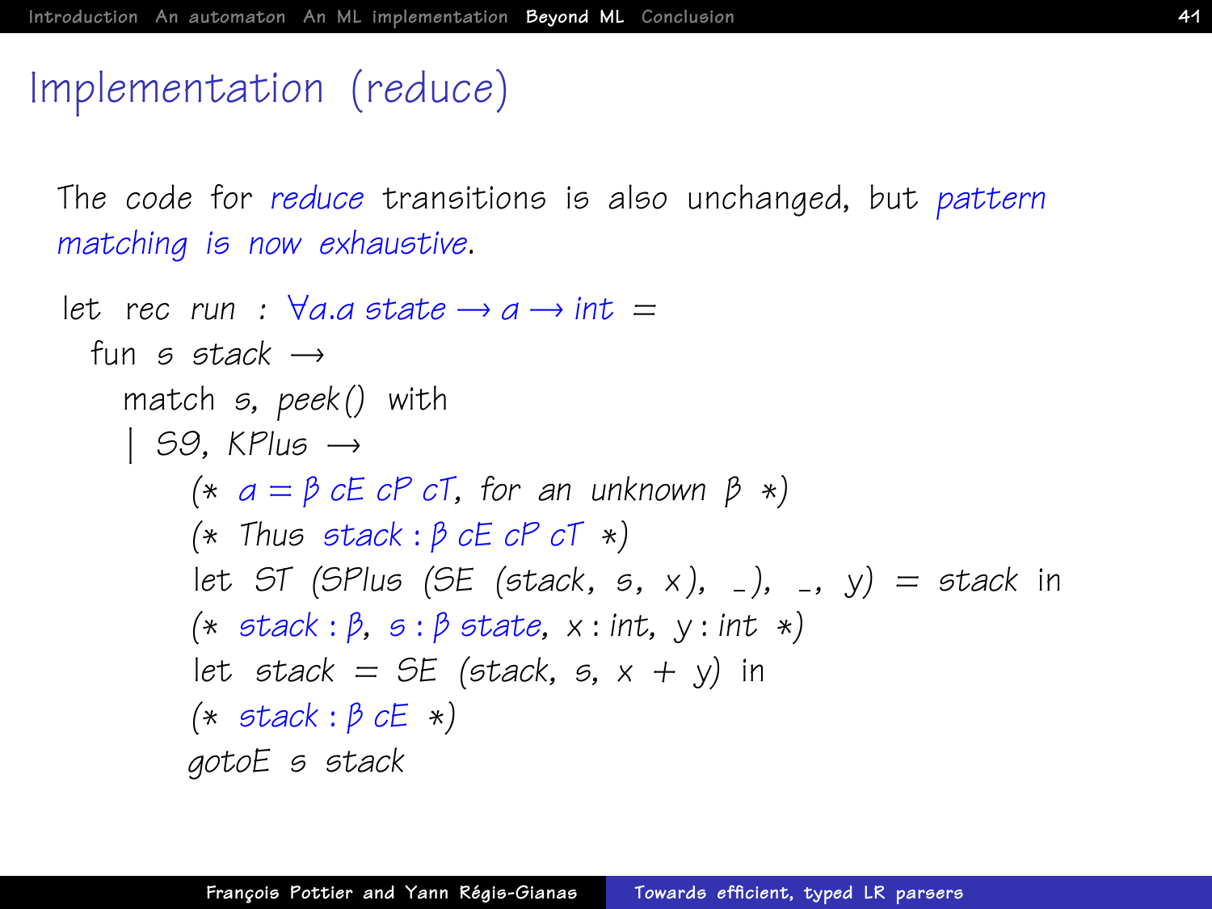# Implementation (reduce)

The code for *reduce* transitions is also unchanged, but *pattern matching is now exhaustive*.

```
let rec run : ∀a.a state → a → int =
  fun s stack →
    match s, peek() with
    | S9, KPlus →
        (* a = β cE cP cT, for an unknown β *)
        (* Thus stack : β cE cP cT *)
        let ST (SPlus (SE (stack, s, x), _), _, y) = stack in
        (* stack : β, s : β state, x : int, y : int *)
        let stack = SE (stack, s, x + y) in
        (* stack : β cE *)
        gotoE s stack
```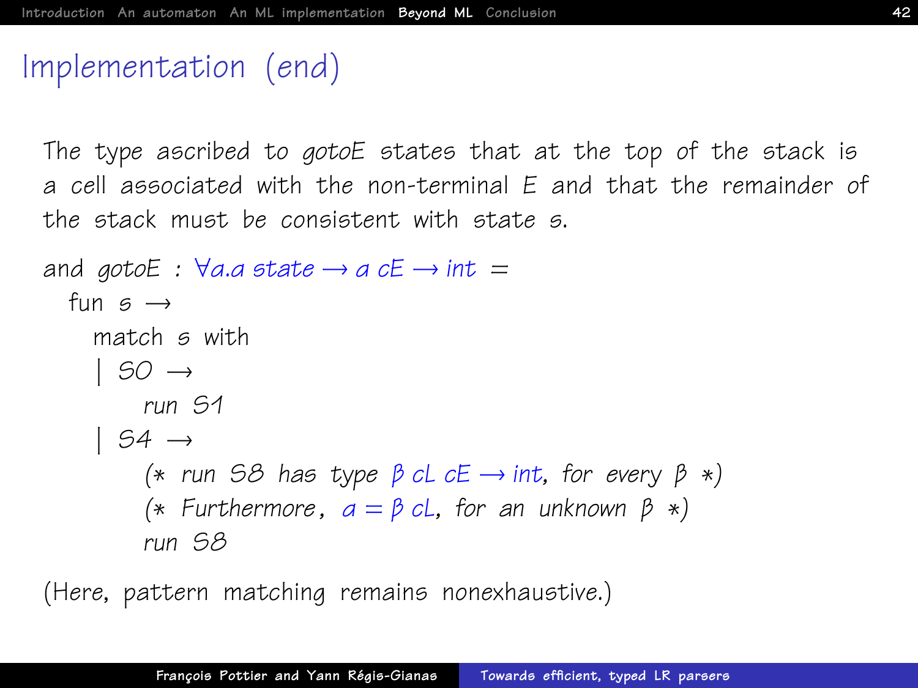# Implementation (end)

The type ascribed to *gotoE* states that at the top of the stack is a cell associated with the non-terminal *E* and that the remainder of the stack must be consistent with state *s*.

```
and gotoE : ∀a.a state → a cE → int =
  fun s →
    match s with
    | S0 →
        run S1
    | S4 →
        (* run S8 has type β cL cE → int, for every β *)
        (* Furthermore, a = β cL, for an unknown β *)
        run S8
```

(Here, pattern matching remains nonexhaustive.)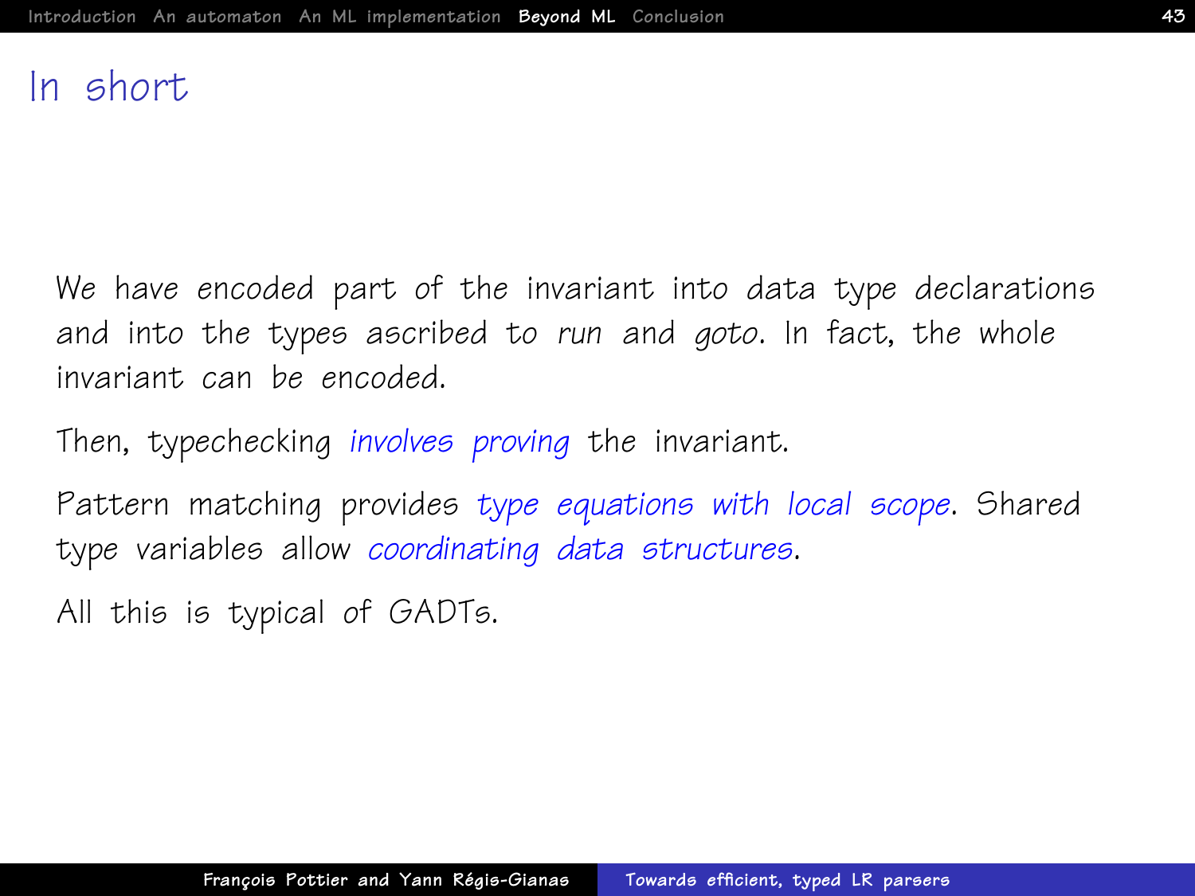# In short

We have encoded part of the invariant into data type declarations and into the types ascribed to *run* and *goto*. In fact, the whole invariant can be encoded.

Then, typechecking *involves proving* the invariant.

Pattern matching provides *type equations with local scope*. Shared type variables allow *coordinating data structures*.

All this is typical of GADTs.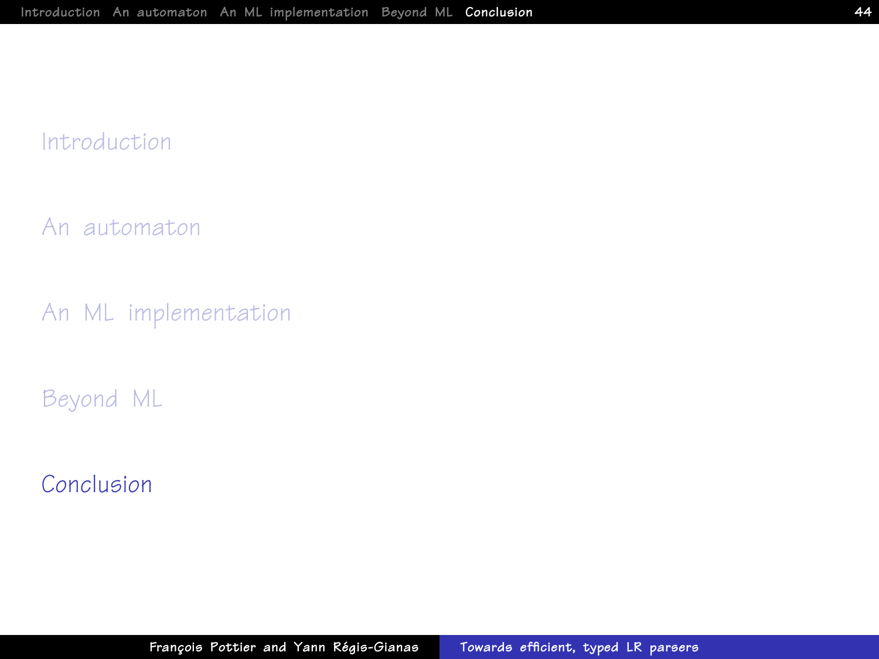Introduction

An automaton

An ML implementation

Beyond ML

# Conclusion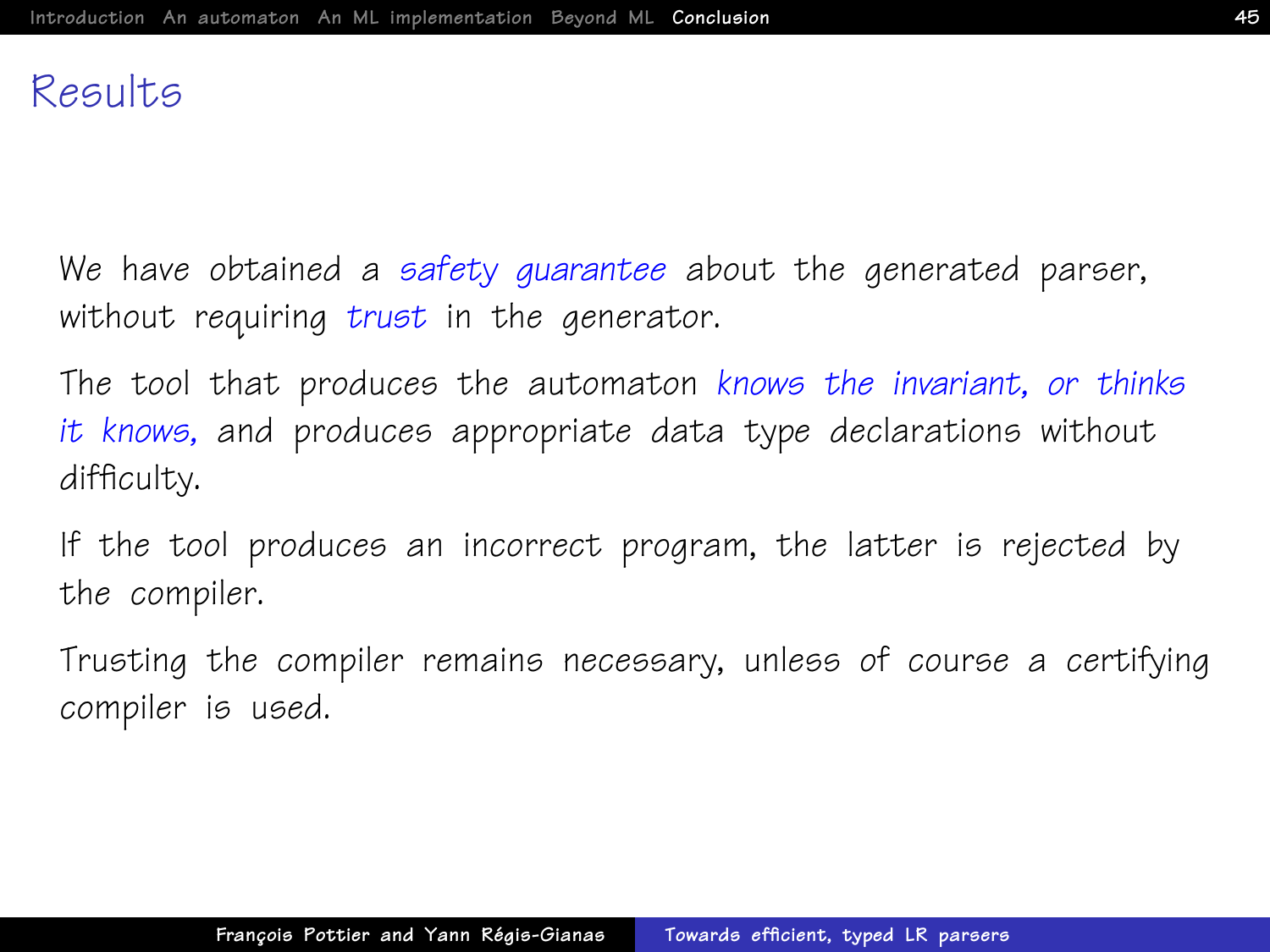# Results

We have obtained a *safety guarantee* about the generated parser, without requiring *trust* in the generator.

The tool that produces the automaton *knows the invariant, or thinks it knows,* and produces appropriate data type declarations without difficulty.

If the tool produces an incorrect program, the latter is rejected by the compiler.

Trusting the compiler remains necessary, unless of course a certifying compiler is used.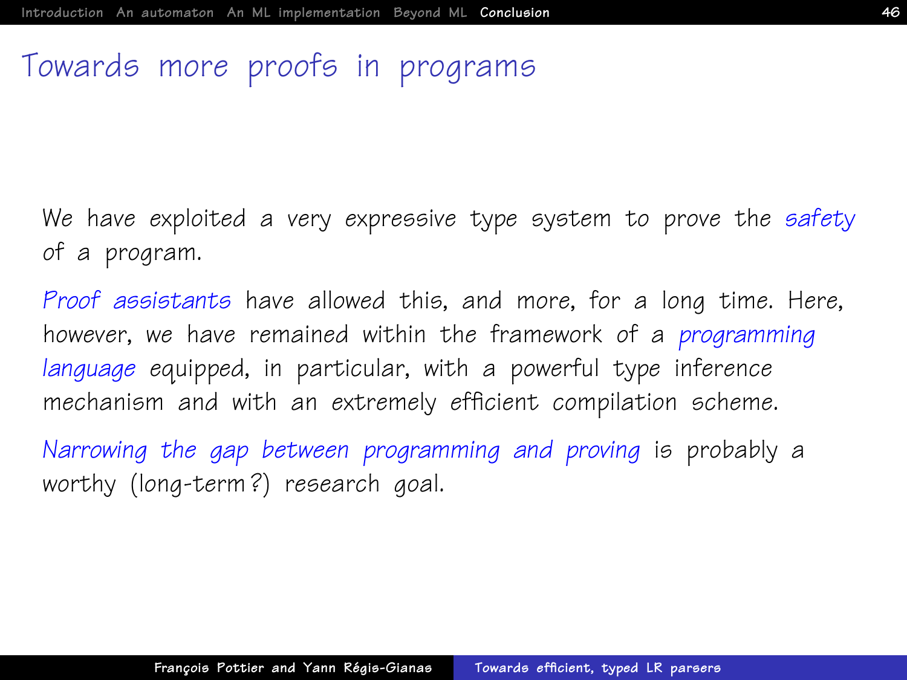# Towards more proofs in programs

We have exploited a very expressive type system to prove the *safety* of a program.

*Proof assistants* have allowed this, and more, for a long time. Here, however, we have remained within the framework of a *programming language* equipped, in particular, with a powerful type inference mechanism and with an extremely efficient compilation scheme.

*Narrowing the gap between programming and proving* is probably a worthy (long-term ?) research goal.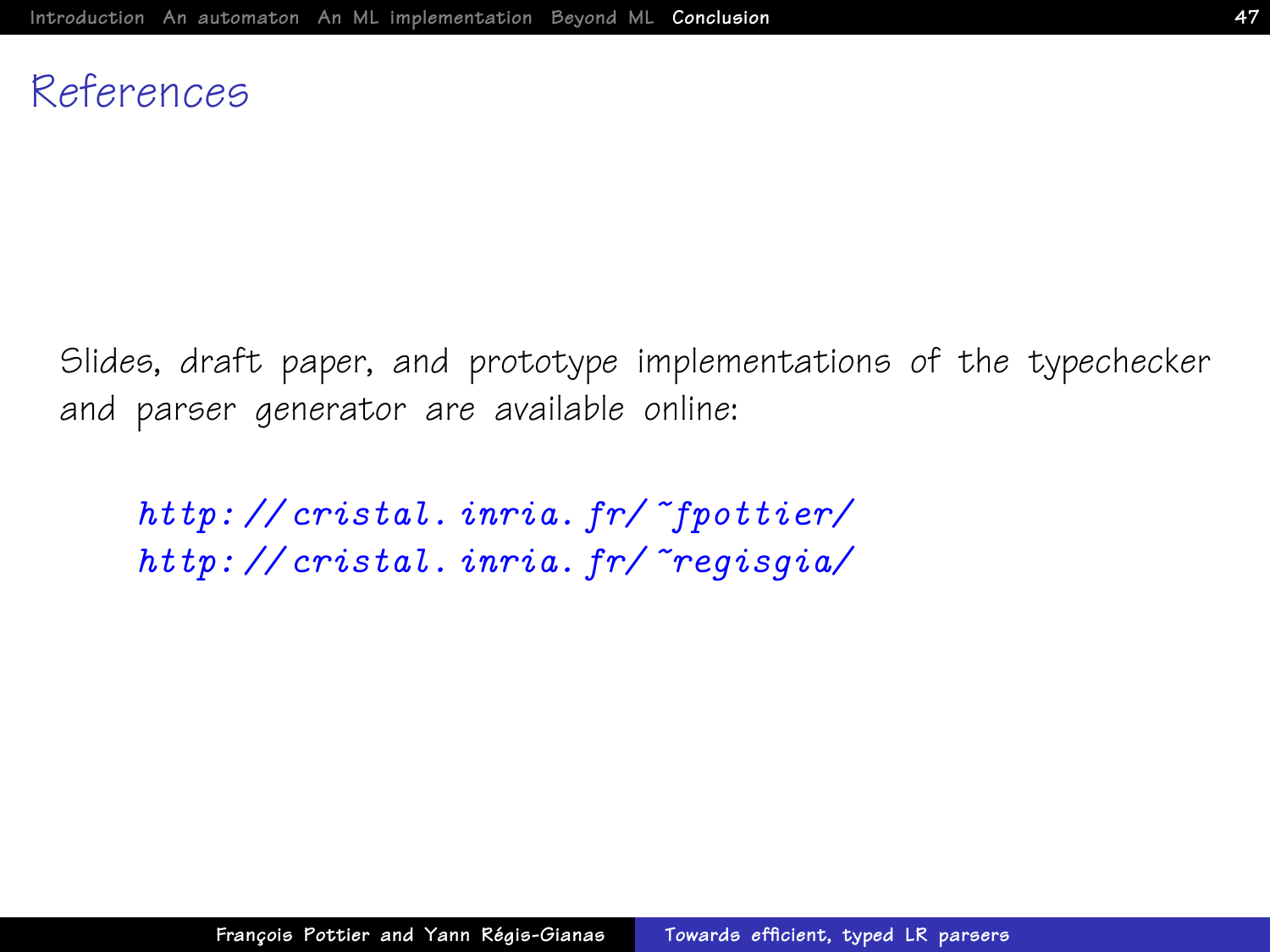# References

Slides, draft paper, and prototype implementations of the typechecker and parser generator are available online:

*http://cristal.inria.fr/~fpottier/*
*http://cristal.inria.fr/~regisgia/*